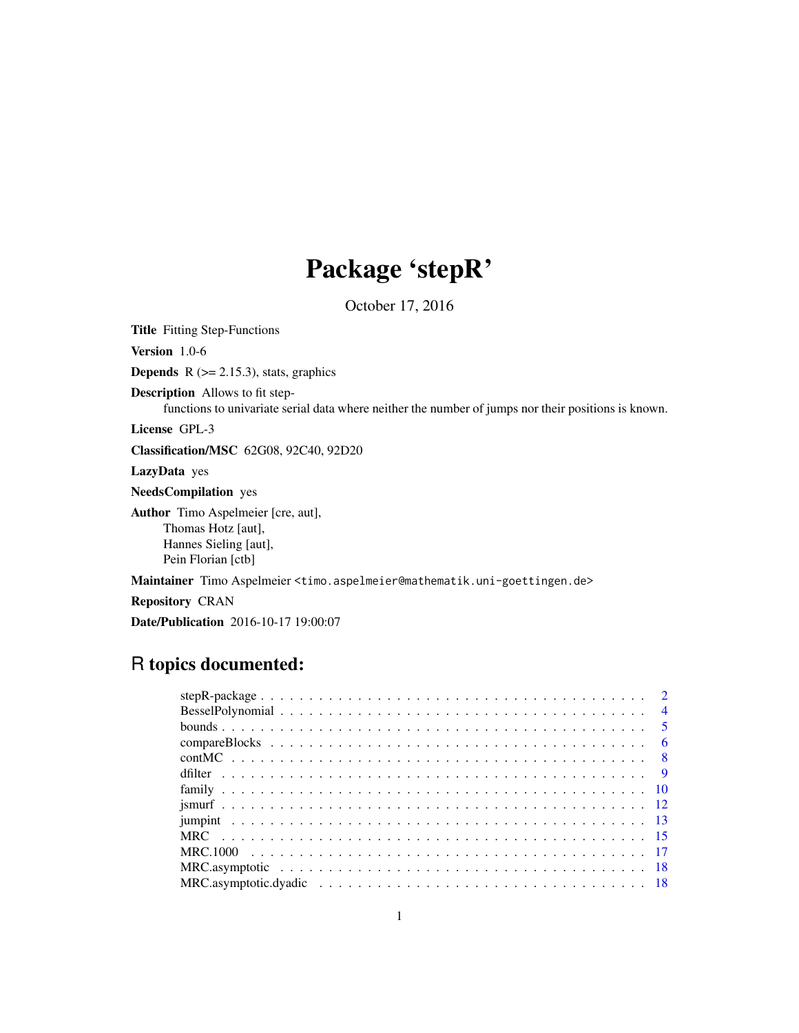# Package 'stepR'

October 17, 2016

**Title** Fitting Step-Functions

**Version** 1.0-6

**Depends** R (>= 2.15.3), stats, graphics

**Description** Allows to fit step-functions to univariate serial data where neither the number of jumps nor their positions is known.

**License** GPL-3

**Classification/MSC** 62G08, 92C40, 92D20

**LazyData** yes

**NeedsCompilation** yes

**Author** Timo Aspelmeier [cre, aut],
Thomas Hotz [aut],
Hannes Sieling [aut],
Pein Florian [ctb]

**Maintainer** Timo Aspelmeier <timo.aspelmeier@mathematik.uni-goettingen.de>

**Repository** CRAN

**Date/Publication** 2016-10-17 19:00:07

## R topics documented:

stepR-package . . . . . . . . . . . . . . . . . . . . . . . . . . . . . . . . . . . . . . . . 2
BesselPolynomial . . . . . . . . . . . . . . . . . . . . . . . . . . . . . . . . . . . . . . 4
bounds . . . . . . . . . . . . . . . . . . . . . . . . . . . . . . . . . . . . . . . . . . . . 5
compareBlocks . . . . . . . . . . . . . . . . . . . . . . . . . . . . . . . . . . . . . . . 6
contMC . . . . . . . . . . . . . . . . . . . . . . . . . . . . . . . . . . . . . . . . . . . 8
dfilter . . . . . . . . . . . . . . . . . . . . . . . . . . . . . . . . . . . . . . . . . . . . 9
family . . . . . . . . . . . . . . . . . . . . . . . . . . . . . . . . . . . . . . . . . . . . 10
jsmurf . . . . . . . . . . . . . . . . . . . . . . . . . . . . . . . . . . . . . . . . . . . . 12
jumpint . . . . . . . . . . . . . . . . . . . . . . . . . . . . . . . . . . . . . . . . . . . 13
MRC . . . . . . . . . . . . . . . . . . . . . . . . . . . . . . . . . . . . . . . . . . . . . 15
MRC.1000 . . . . . . . . . . . . . . . . . . . . . . . . . . . . . . . . . . . . . . . . . . 17
MRC.asymptotic . . . . . . . . . . . . . . . . . . . . . . . . . . . . . . . . . . . . . . 18
MRC.asymptotic.dyadic . . . . . . . . . . . . . . . . . . . . . . . . . . . . . . . . . . 18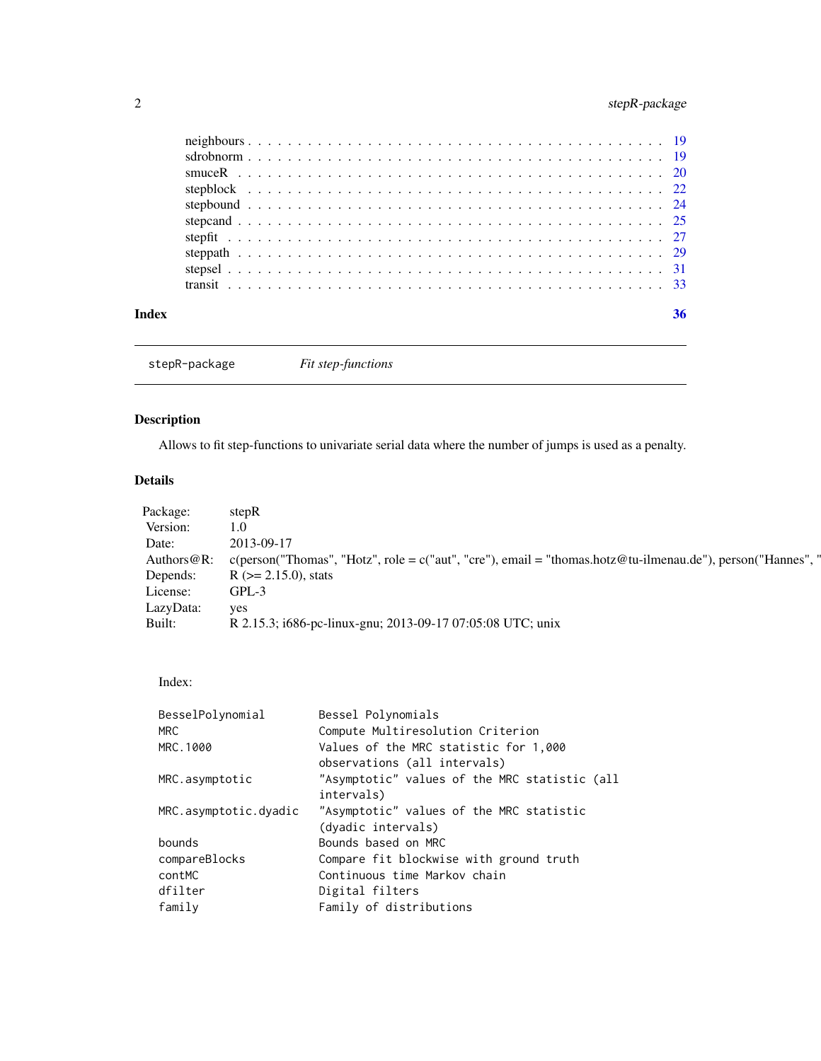neighbours . . . . . . . . . . . . . . . . . . . . . . . . . . . . . . . . . . . . . . . . 19
sdrobnorm . . . . . . . . . . . . . . . . . . . . . . . . . . . . . . . . . . . . . . . . 19
smuceR . . . . . . . . . . . . . . . . . . . . . . . . . . . . . . . . . . . . . . . . . . 20
stepblock . . . . . . . . . . . . . . . . . . . . . . . . . . . . . . . . . . . . . . . . 22
stepbound . . . . . . . . . . . . . . . . . . . . . . . . . . . . . . . . . . . . . . . . 24
stepcand . . . . . . . . . . . . . . . . . . . . . . . . . . . . . . . . . . . . . . . . . 25
stepfit . . . . . . . . . . . . . . . . . . . . . . . . . . . . . . . . . . . . . . . . . . 27
steppath . . . . . . . . . . . . . . . . . . . . . . . . . . . . . . . . . . . . . . . . . 29
stepsel . . . . . . . . . . . . . . . . . . . . . . . . . . . . . . . . . . . . . . . . . . 31
transit . . . . . . . . . . . . . . . . . . . . . . . . . . . . . . . . . . . . . . . . . . 33

**Index** **36**

---

`stepR-package` *Fit step-functions*

---

## Description

Allows to fit step-functions to univariate serial data where the number of jumps is used as a penalty.

## Details

| | |
|---|---|
| Package: | stepR |
| Version: | 1.0 |
| Date: | 2013-09-17 |
| Authors@R: | c(person("Thomas", "Hotz", role = c("aut", "cre"), email = "thomas.hotz@tu-ilmenau.de"), person("Hannes", " |
| Depends: | R (>= 2.15.0), stats |
| License: | GPL-3 |
| LazyData: | yes |
| Built: | R 2.15.3; i686-pc-linux-gnu; 2013-09-17 07:05:08 UTC; unix |

Index:

```
BesselPolynomial        Bessel Polynomials
MRC                     Compute Multiresolution Criterion
MRC.1000                Values of the MRC statistic for 1,000
                        observations (all intervals)
MRC.asymptotic          "Asymptotic" values of the MRC statistic (all
                        intervals)
MRC.asymptotic.dyadic   "Asymptotic" values of the MRC statistic
                        (dyadic intervals)
bounds                  Bounds based on MRC
compareBlocks           Compare fit blockwise with ground truth
contMC                  Continuous time Markov chain
dfilter                 Digital filters
family                  Family of distributions
```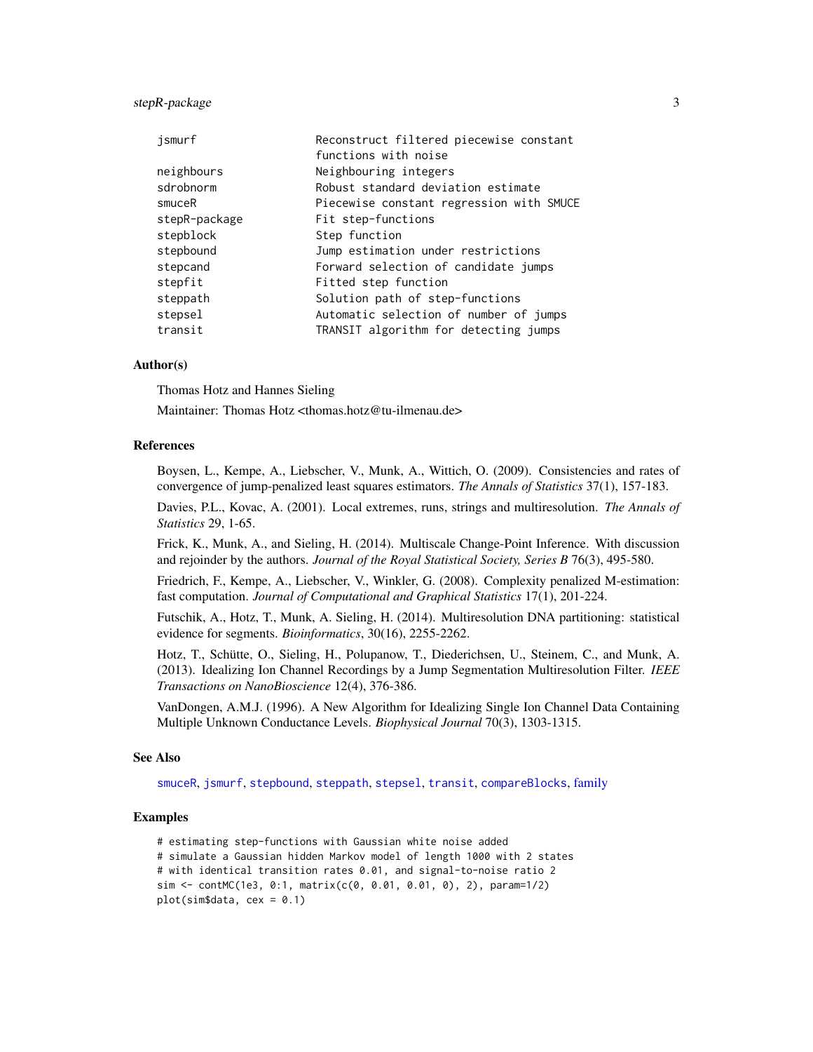| | |
|---|---|
| jsmurf | Reconstruct filtered piecewise constant functions with noise |
| neighbours | Neighbouring integers |
| sdrobnorm | Robust standard deviation estimate |
| smuceR | Piecewise constant regression with SMUCE |
| stepR-package | Fit step-functions |
| stepblock | Step function |
| stepbound | Jump estimation under restrictions |
| stepcand | Forward selection of candidate jumps |
| stepfit | Fitted step function |
| steppath | Solution path of step-functions |
| stepsel | Automatic selection of number of jumps |
| transit | TRANSIT algorithm for detecting jumps |

## Author(s)

Thomas Hotz and Hannes Sieling

Maintainer: Thomas Hotz <thomas.hotz@tu-ilmenau.de>

## References

Boysen, L., Kempe, A., Liebscher, V., Munk, A., Wittich, O. (2009). Consistencies and rates of convergence of jump-penalized least squares estimators. *The Annals of Statistics* 37(1), 157-183.

Davies, P.L., Kovac, A. (2001). Local extremes, runs, strings and multiresolution. *The Annals of Statistics* 29, 1-65.

Frick, K., Munk, A., and Sieling, H. (2014). Multiscale Change-Point Inference. With discussion and rejoinder by the authors. *Journal of the Royal Statistical Society, Series B* 76(3), 495-580.

Friedrich, F., Kempe, A., Liebscher, V., Winkler, G. (2008). Complexity penalized M-estimation: fast computation. *Journal of Computational and Graphical Statistics* 17(1), 201-224.

Futschik, A., Hotz, T., Munk, A. Sieling, H. (2014). Multiresolution DNA partitioning: statistical evidence for segments. *Bioinformatics*, 30(16), 2255-2262.

Hotz, T., Schütte, O., Sieling, H., Polupanow, T., Diederichsen, U., Steinem, C., and Munk, A. (2013). Idealizing Ion Channel Recordings by a Jump Segmentation Multiresolution Filter. *IEEE Transactions on NanoBioscience* 12(4), 376-386.

VanDongen, A.M.J. (1996). A New Algorithm for Idealizing Single Ion Channel Data Containing Multiple Unknown Conductance Levels. *Biophysical Journal* 70(3), 1303-1315.

## See Also

smuceR, jsmurf, stepbound, steppath, stepsel, transit, compareBlocks, family

## Examples

```
# estimating step-functions with Gaussian white noise added
# simulate a Gaussian hidden Markov model of length 1000 with 2 states
# with identical transition rates 0.01, and signal-to-noise ratio 2
sim <- contMC(1e3, 0:1, matrix(c(0, 0.01, 0.01, 0), 2), param=1/2)
plot(sim$data, cex = 0.1)
```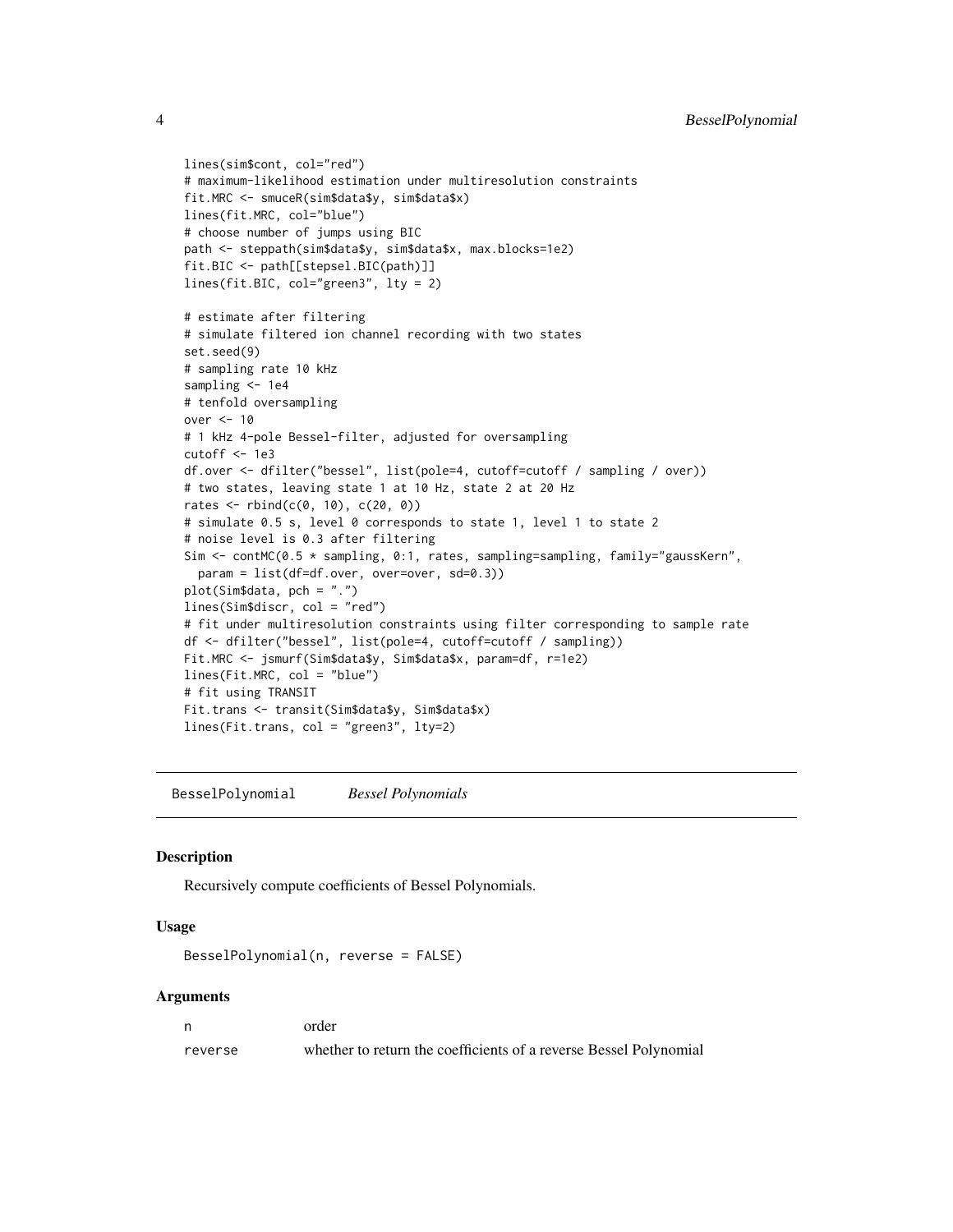```
lines(sim$cont, col="red")
# maximum-likelihood estimation under multiresolution constraints
fit.MRC <- smuceR(sim$data$y, sim$data$x)
lines(fit.MRC, col="blue")
# choose number of jumps using BIC
path <- steppath(sim$data$y, sim$data$x, max.blocks=1e2)
fit.BIC <- path[[stepsel.BIC(path)]]
lines(fit.BIC, col="green3", lty = 2)

# estimate after filtering
# simulate filtered ion channel recording with two states
set.seed(9)
# sampling rate 10 kHz
sampling <- 1e4
# tenfold oversampling
over <- 10
# 1 kHz 4-pole Bessel-filter, adjusted for oversampling
cutoff <- 1e3
df.over <- dfilter("bessel", list(pole=4, cutoff=cutoff / sampling / over))
# two states, leaving state 1 at 10 Hz, state 2 at 20 Hz
rates <- rbind(c(0, 10), c(20, 0))
# simulate 0.5 s, level 0 corresponds to state 1, level 1 to state 2
# noise level is 0.3 after filtering
Sim <- contMC(0.5 * sampling, 0:1, rates, sampling=sampling, family="gaussKern",
  param = list(df=df.over, over=over, sd=0.3))
plot(Sim$data, pch = ".")
lines(Sim$discr, col = "red")
# fit under multiresolution constraints using filter corresponding to sample rate
df <- dfilter("bessel", list(pole=4, cutoff=cutoff / sampling))
Fit.MRC <- jsmurf(Sim$data$y, Sim$data$x, param=df, r=1e2)
lines(Fit.MRC, col = "blue")
# fit using TRANSIT
Fit.trans <- transit(Sim$data$y, Sim$data$x)
lines(Fit.trans, col = "green3", lty=2)
```

---

## BesselPolynomial *Bessel Polynomials*

### Description

Recursively compute coefficients of Bessel Polynomials.

### Usage

```
BesselPolynomial(n, reverse = FALSE)
```

### Arguments

| | |
|---|---|
| n | order |
| reverse | whether to return the coefficients of a reverse Bessel Polynomial |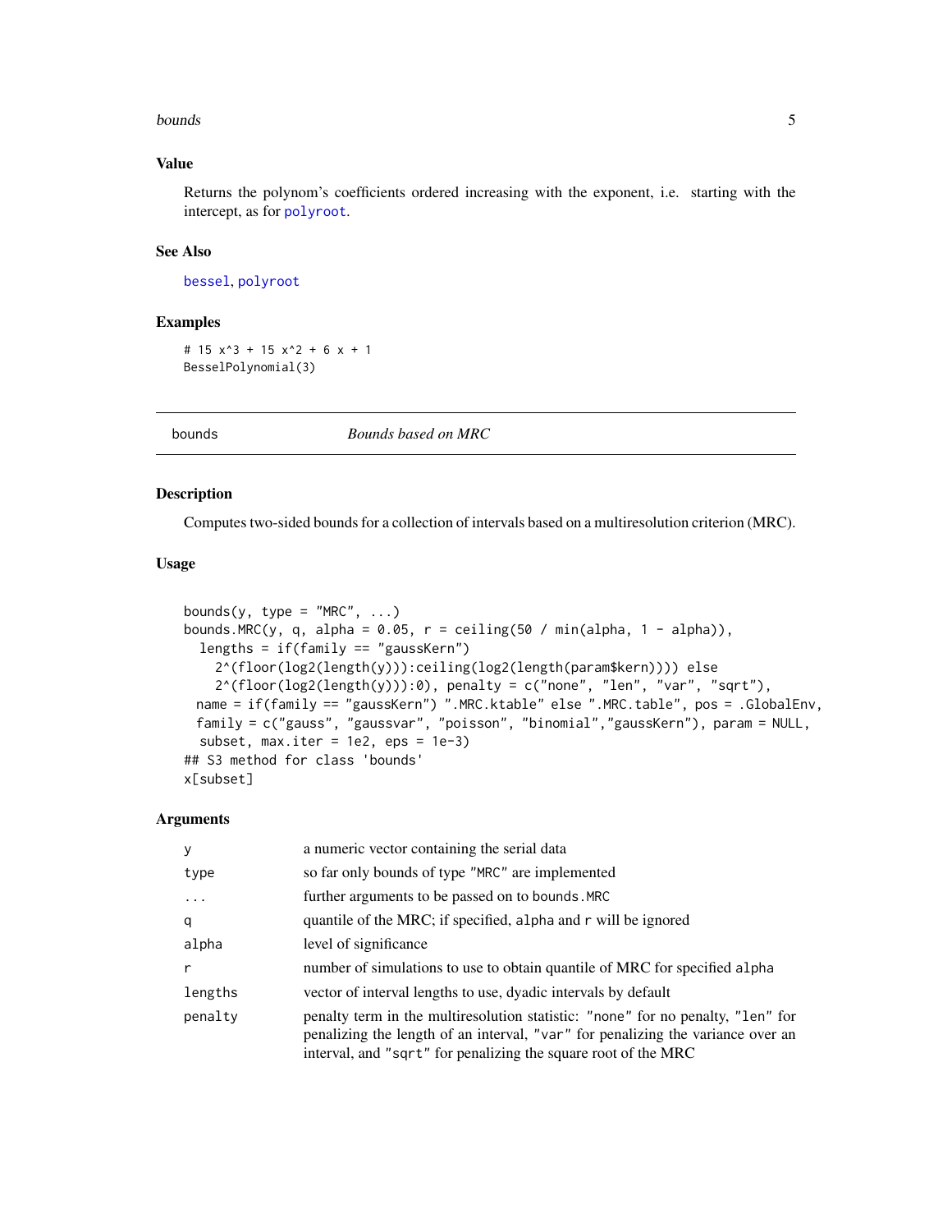## Value

Returns the polynom's coefficients ordered increasing with the exponent, i.e. starting with the intercept, as for polyroot.

## See Also

bessel, polyroot

## Examples

```
# 15 x^3 + 15 x^2 + 6 x + 1
BesselPolynomial(3)
```

---

# bounds — *Bounds based on MRC*

## Description

Computes two-sided bounds for a collection of intervals based on a multiresolution criterion (MRC).

## Usage

```
bounds(y, type = "MRC", ...)
bounds.MRC(y, q, alpha = 0.05, r = ceiling(50 / min(alpha, 1 - alpha)),
  lengths = if(family == "gaussKern")
    2^(floor(log2(length(y))):ceiling(log2(length(param$kern)))) else
    2^(floor(log2(length(y))):0), penalty = c("none", "len", "var", "sqrt"),
 name = if(family == "gaussKern") ".MRC.ktable" else ".MRC.table", pos = .GlobalEnv,
 family = c("gauss", "gaussvar", "poisson", "binomial","gaussKern"), param = NULL,
  subset, max.iter = 1e2, eps = 1e-3)
## S3 method for class 'bounds'
x[subset]
```

## Arguments

| | |
|---|---|
| y | a numeric vector containing the serial data |
| type | so far only bounds of type "MRC" are implemented |
| ... | further arguments to be passed on to bounds.MRC |
| q | quantile of the MRC; if specified, alpha and r will be ignored |
| alpha | level of significance |
| r | number of simulations to use to obtain quantile of MRC for specified alpha |
| lengths | vector of interval lengths to use, dyadic intervals by default |
| penalty | penalty term in the multiresolution statistic: "none" for no penalty, "len" for penalizing the length of an interval, "var" for penalizing the variance over an interval, and "sqrt" for penalizing the square root of the MRC |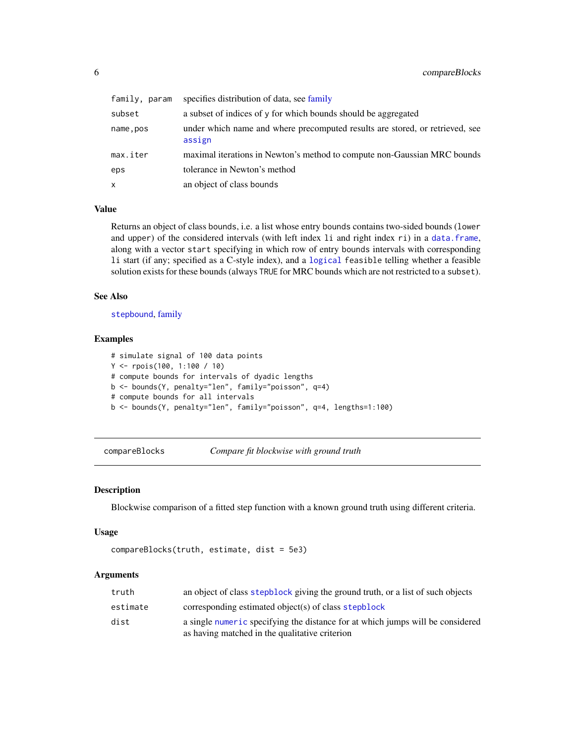| | |
|---|---|
| `family, param` | specifies distribution of data, see family |
| `subset` | a subset of indices of y for which bounds should be aggregated |
| `name,pos` | under which name and where precomputed results are stored, or retrieved, see `assign` |
| `max.iter` | maximal iterations in Newton's method to compute non-Gaussian MRC bounds |
| `eps` | tolerance in Newton's method |
| `x` | an object of class bounds |

### Value

Returns an object of class bounds, i.e. a list whose entry bounds contains two-sided bounds (`lower` and `upper`) of the considered intervals (with left index `li` and right index `ri`) in a `data.frame`, along with a vector `start` specifying in which row of entry bounds intervals with corresponding `li` start (if any; specified as a C-style index), and a `logical` `feasible` telling whether a feasible solution exists for these bounds (always TRUE for MRC bounds which are not restricted to a `subset`).

### See Also

`stepbound`, family

### Examples

```
# simulate signal of 100 data points
Y <- rpois(100, 1:100 / 10)
# compute bounds for intervals of dyadic lengths
b <- bounds(Y, penalty="len", family="poisson", q=4)
# compute bounds for all intervals
b <- bounds(Y, penalty="len", family="poisson", q=4, lengths=1:100)
```

---

## `compareBlocks` *Compare fit blockwise with ground truth*

### Description

Blockwise comparison of a fitted step function with a known ground truth using different criteria.

### Usage

```
compareBlocks(truth, estimate, dist = 5e3)
```

### Arguments

| | |
|---|---|
| `truth` | an object of class `stepblock` giving the ground truth, or a list of such objects |
| `estimate` | corresponding estimated object(s) of class `stepblock` |
| `dist` | a single `numeric` specifying the distance for at which jumps will be considered as having matched in the qualitative criterion |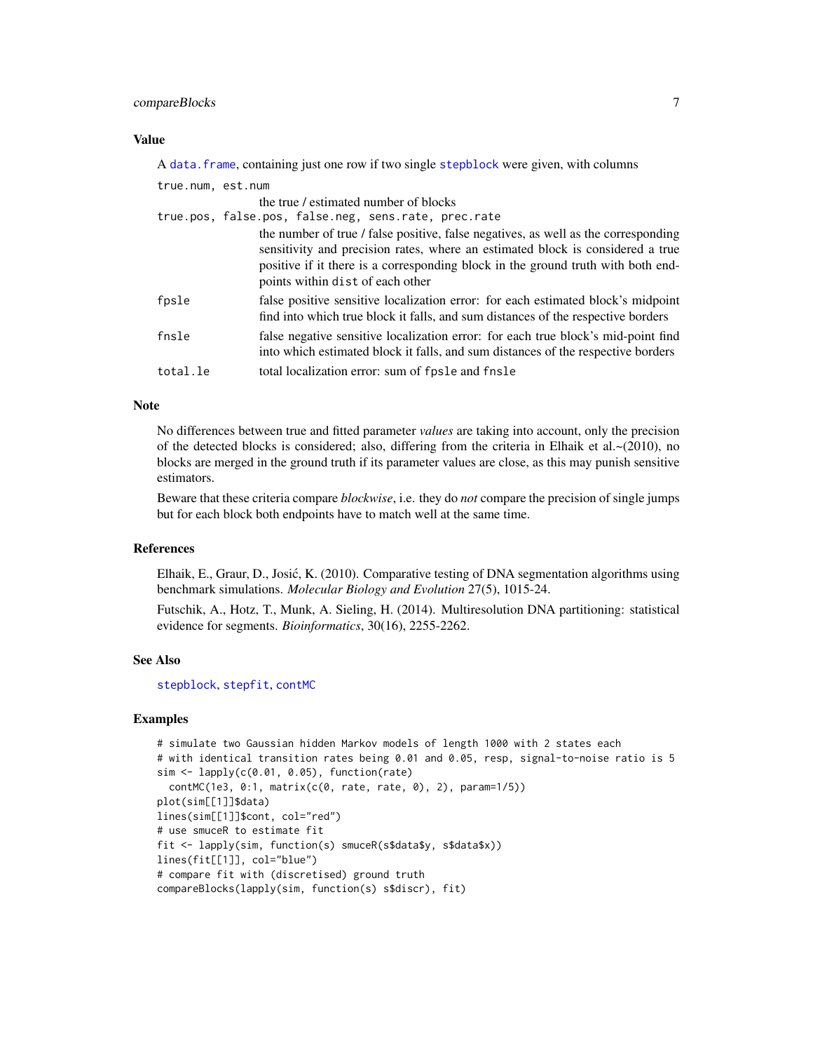### Value

A `data.frame`, containing just one row if two single `stepblock` were given, with columns

`true.num, est.num`
: the true / estimated number of blocks

`true.pos, false.pos, false.neg, sens.rate, prec.rate`
: the number of true / false positive, false negatives, as well as the corresponding sensitivity and precision rates, where an estimated block is considered a true positive if it there is a corresponding block in the ground truth with both endpoints within `dist` of each other

`fpsle`
: false positive sensitive localization error: for each estimated block's midpoint find into which true block it falls, and sum distances of the respective borders

`fnsle`
: false negative sensitive localization error: for each true block's mid-point find into which estimated block it falls, and sum distances of the respective borders

`total.le`
: total localization error: sum of `fpsle` and `fnsle`

### Note

No differences between true and fitted parameter *values* are taking into account, only the precision of the detected blocks is considered; also, differing from the criteria in Elhaik et al.~(2010), no blocks are merged in the ground truth if its parameter values are close, as this may punish sensitive estimators.

Beware that these criteria compare *blockwise*, i.e. they do *not* compare the precision of single jumps but for each block both endpoints have to match well at the same time.

### References

Elhaik, E., Graur, D., Josić, K. (2010). Comparative testing of DNA segmentation algorithms using benchmark simulations. *Molecular Biology and Evolution* 27(5), 1015-24.

Futschik, A., Hotz, T., Munk, A. Sieling, H. (2014). Multiresolution DNA partitioning: statistical evidence for segments. *Bioinformatics*, 30(16), 2255-2262.

### See Also

`stepblock`, `stepfit`, `contMC`

### Examples

```
# simulate two Gaussian hidden Markov models of length 1000 with 2 states each
# with identical transition rates being 0.01 and 0.05, resp, signal-to-noise ratio is 5
sim <- lapply(c(0.01, 0.05), function(rate)
  contMC(1e3, 0:1, matrix(c(0, rate, rate, 0), 2), param=1/5))
plot(sim[[1]]$data)
lines(sim[[1]]$cont, col="red")
# use smuceR to estimate fit
fit <- lapply(sim, function(s) smuceR(s$data$y, s$data$x))
lines(fit[[1]], col="blue")
# compare fit with (discretised) ground truth
compareBlocks(lapply(sim, function(s) s$discr), fit)
```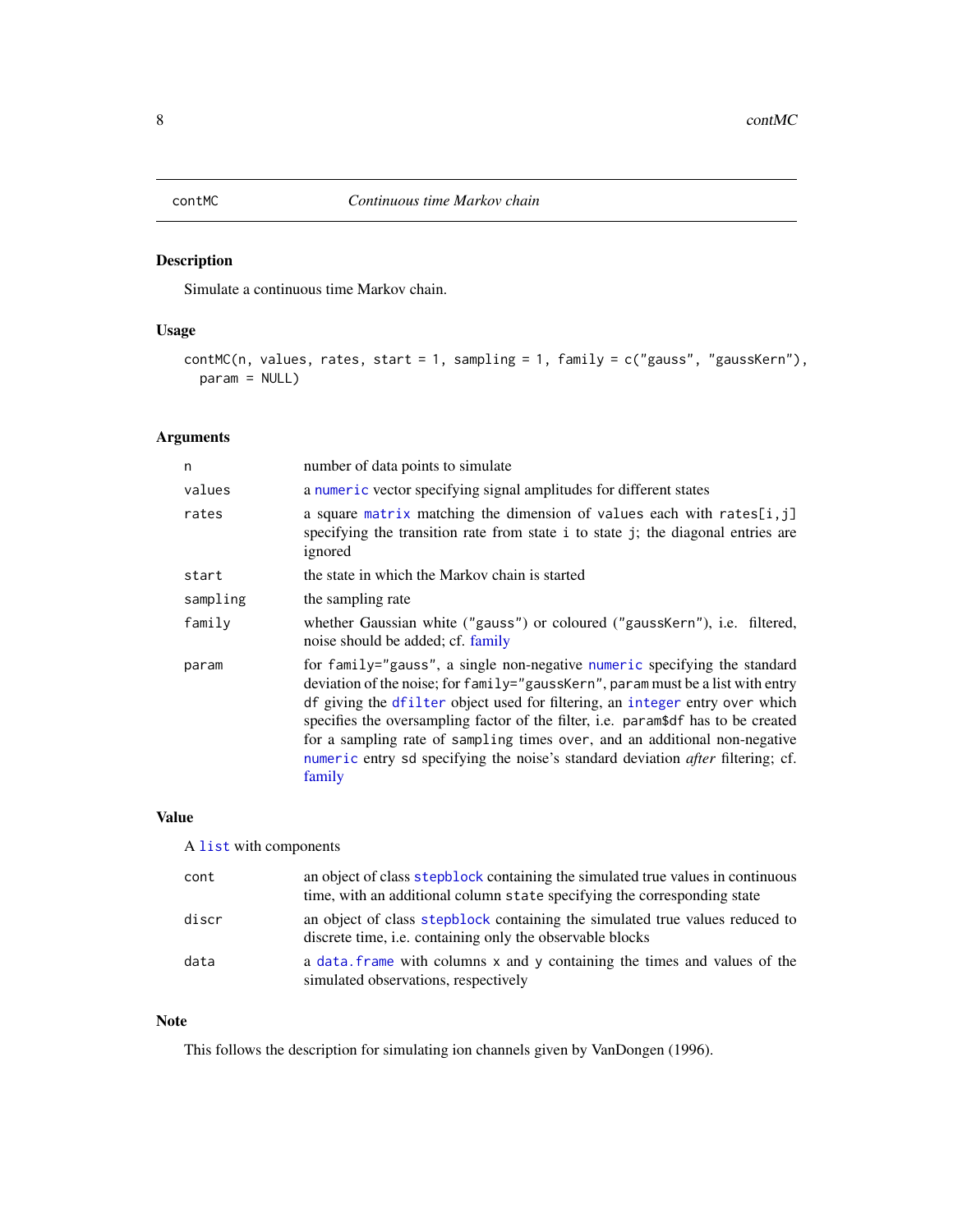## contMC — *Continuous time Markov chain*

### Description

Simulate a continuous time Markov chain.

### Usage

```
contMC(n, values, rates, start = 1, sampling = 1, family = c("gauss", "gaussKern"),
  param = NULL)
```

### Arguments

| | |
|---|---|
| `n` | number of data points to simulate |
| `values` | a `numeric` vector specifying signal amplitudes for different states |
| `rates` | a square `matrix` matching the dimension of `values` each with `rates[i,j]` specifying the transition rate from state `i` to state `j`; the diagonal entries are ignored |
| `start` | the state in which the Markov chain is started |
| `sampling` | the sampling rate |
| `family` | whether Gaussian white (`"gauss"`) or coloured (`"gaussKern"`), i.e. filtered, noise should be added; cf. family |
| `param` | for `family="gauss"`, a single non-negative `numeric` specifying the standard deviation of the noise; for `family="gaussKern"`, `param` must be a list with entry `df` giving the `dfilter` object used for filtering, an `integer` entry `over` which specifies the oversampling factor of the filter, i.e. `param$df` has to be created for a sampling rate of `sampling` times `over`, and an additional non-negative `numeric` entry `sd` specifying the noise's standard deviation *after* filtering; cf. family |

### Value

A `list` with components

| | |
|---|---|
| `cont` | an object of class `stepblock` containing the simulated true values in continuous time, with an additional column `state` specifying the corresponding state |
| `discr` | an object of class `stepblock` containing the simulated true values reduced to discrete time, i.e. containing only the observable blocks |
| `data` | a `data.frame` with columns `x` and `y` containing the times and values of the simulated observations, respectively |

### Note

This follows the description for simulating ion channels given by VanDongen (1996).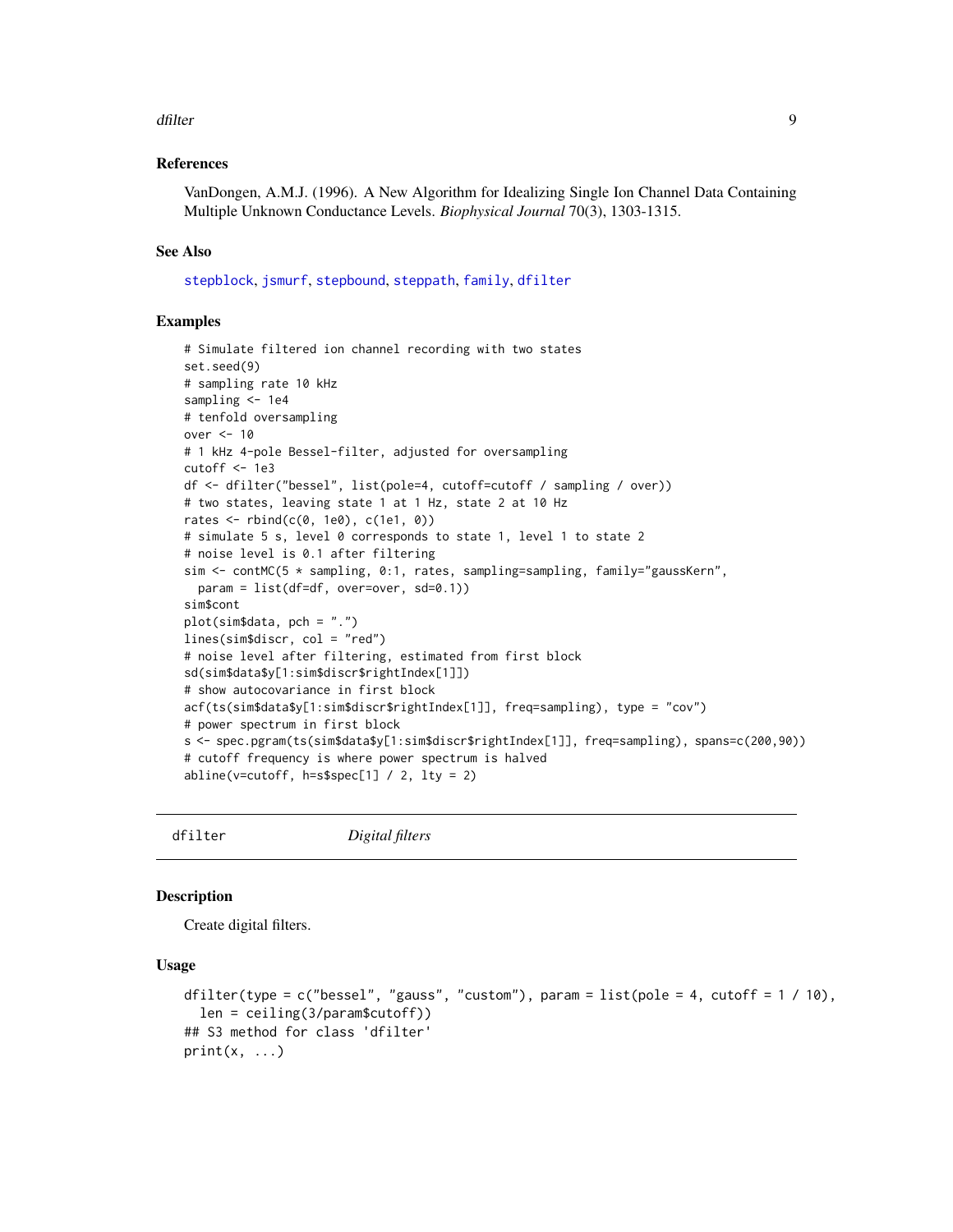### References

VanDongen, A.M.J. (1996). A New Algorithm for Idealizing Single Ion Channel Data Containing Multiple Unknown Conductance Levels. *Biophysical Journal* 70(3), 1303-1315.

### See Also

stepblock, jsmurf, stepbound, steppath, family, dfilter

### Examples

```
# Simulate filtered ion channel recording with two states
set.seed(9)
# sampling rate 10 kHz
sampling <- 1e4
# tenfold oversampling
over <- 10
# 1 kHz 4-pole Bessel-filter, adjusted for oversampling
cutoff <- 1e3
df <- dfilter("bessel", list(pole=4, cutoff=cutoff / sampling / over))
# two states, leaving state 1 at 1 Hz, state 2 at 10 Hz
rates <- rbind(c(0, 1e0), c(1e1, 0))
# simulate 5 s, level 0 corresponds to state 1, level 1 to state 2
# noise level is 0.1 after filtering
sim <- contMC(5 * sampling, 0:1, rates, sampling=sampling, family="gaussKern",
  param = list(df=df, over=over, sd=0.1))
sim$cont
plot(sim$data, pch = ".")
lines(sim$discr, col = "red")
# noise level after filtering, estimated from first block
sd(sim$data$y[1:sim$discr$rightIndex[1]])
# show autocovariance in first block
acf(ts(sim$data$y[1:sim$discr$rightIndex[1]], freq=sampling), type = "cov")
# power spectrum in first block
s <- spec.pgram(ts(sim$data$y[1:sim$discr$rightIndex[1]], freq=sampling), spans=c(200,90))
# cutoff frequency is where power spectrum is halved
abline(v=cutoff, h=s$spec[1] / 2, lty = 2)
```

---

## dfilter *Digital filters*

### Description

Create digital filters.

### Usage

```
dfilter(type = c("bessel", "gauss", "custom"), param = list(pole = 4, cutoff = 1 / 10),
  len = ceiling(3/param$cutoff))
## S3 method for class 'dfilter'
print(x, ...)
```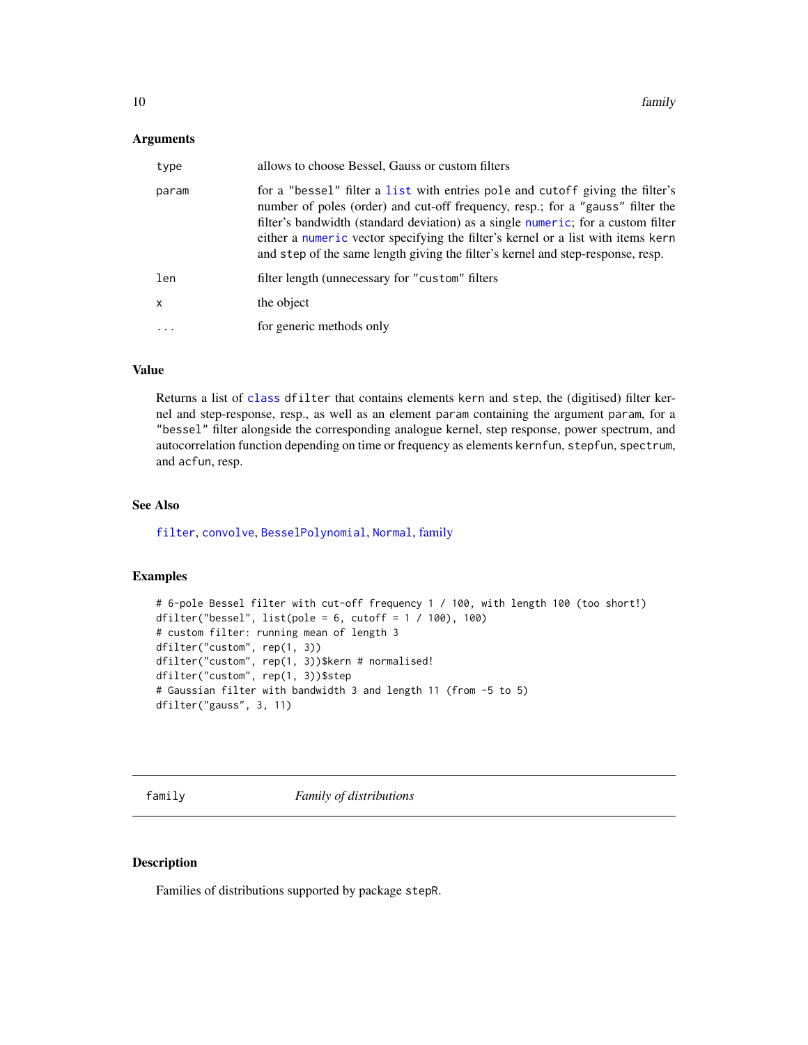### Arguments

| | |
|---|---|
| type | allows to choose Bessel, Gauss or custom filters |
| param | for a "bessel" filter a list with entries pole and cutoff giving the filter's number of poles (order) and cut-off frequency, resp.; for a "gauss" filter the filter's bandwidth (standard deviation) as a single numeric; for a custom filter either a numeric vector specifying the filter's kernel or a list with items kern and step of the same length giving the filter's kernel and step-response, resp. |
| len | filter length (unnecessary for "custom" filters |
| x | the object |
| ... | for generic methods only |

### Value

Returns a list of class dfilter that contains elements kern and step, the (digitised) filter kernel and step-response, resp., as well as an element param containing the argument param, for a "bessel" filter alongside the corresponding analogue kernel, step response, power spectrum, and autocorrelation function depending on time or frequency as elements kernfun, stepfun, spectrum, and acfun, resp.

### See Also

filter, convolve, BesselPolynomial, Normal, family

### Examples

```
# 6-pole Bessel filter with cut-off frequency 1 / 100, with length 100 (too short!)
dfilter("bessel", list(pole = 6, cutoff = 1 / 100), 100)
# custom filter: running mean of length 3
dfilter("custom", rep(1, 3))
dfilter("custom", rep(1, 3))$kern # normalised!
dfilter("custom", rep(1, 3))$step
# Gaussian filter with bandwidth 3 and length 11 (from -5 to 5)
dfilter("gauss", 3, 11)
```

---

## family — *Family of distributions*

### Description

Families of distributions supported by package stepR.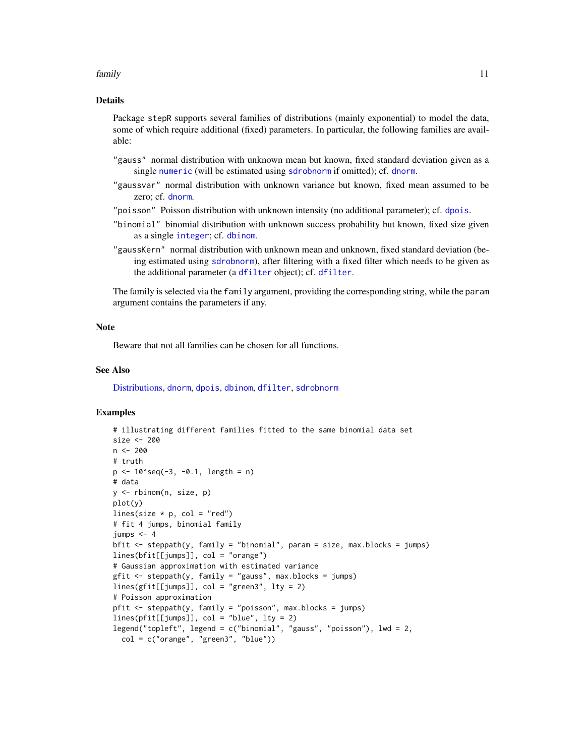## Details

Package stepR supports several families of distributions (mainly exponential) to model the data, some of which require additional (fixed) parameters. In particular, the following families are available:

- `"gauss"` normal distribution with unknown mean but known, fixed standard deviation given as a single `numeric` (will be estimated using `sdrobnorm` if omitted); cf. `dnorm`.
- `"gaussvar"` normal distribution with unknown variance but known, fixed mean assumed to be zero; cf. `dnorm`.
- `"poisson"` Poisson distribution with unknown intensity (no additional parameter); cf. `dpois`.
- `"binomial"` binomial distribution with unknown success probability but known, fixed size given as a single `integer`; cf. `dbinom`.
- `"gaussKern"` normal distribution with unknown mean and unknown, fixed standard deviation (being estimated using `sdrobnorm`), after filtering with a fixed filter which needs to be given as the additional parameter (a `dfilter` object); cf. `dfilter`.

The family is selected via the `family` argument, providing the corresponding string, while the `param` argument contains the parameters if any.

## Note

Beware that not all families can be chosen for all functions.

## See Also

Distributions, `dnorm`, `dpois`, `dbinom`, `dfilter`, `sdrobnorm`

## Examples

```
# illustrating different families fitted to the same binomial data set
size <- 200
n <- 200
# truth
p <- 10^seq(-3, -0.1, length = n)
# data
y <- rbinom(n, size, p)
plot(y)
lines(size * p, col = "red")
# fit 4 jumps, binomial family
jumps <- 4
bfit <- steppath(y, family = "binomial", param = size, max.blocks = jumps)
lines(bfit[[jumps]], col = "orange")
# Gaussian approximation with estimated variance
gfit <- steppath(y, family = "gauss", max.blocks = jumps)
lines(gfit[[jumps]], col = "green3", lty = 2)
# Poisson approximation
pfit <- steppath(y, family = "poisson", max.blocks = jumps)
lines(pfit[[jumps]], col = "blue", lty = 2)
legend("topleft", legend = c("binomial", "gauss", "poisson"), lwd = 2,
  col = c("orange", "green3", "blue"))
```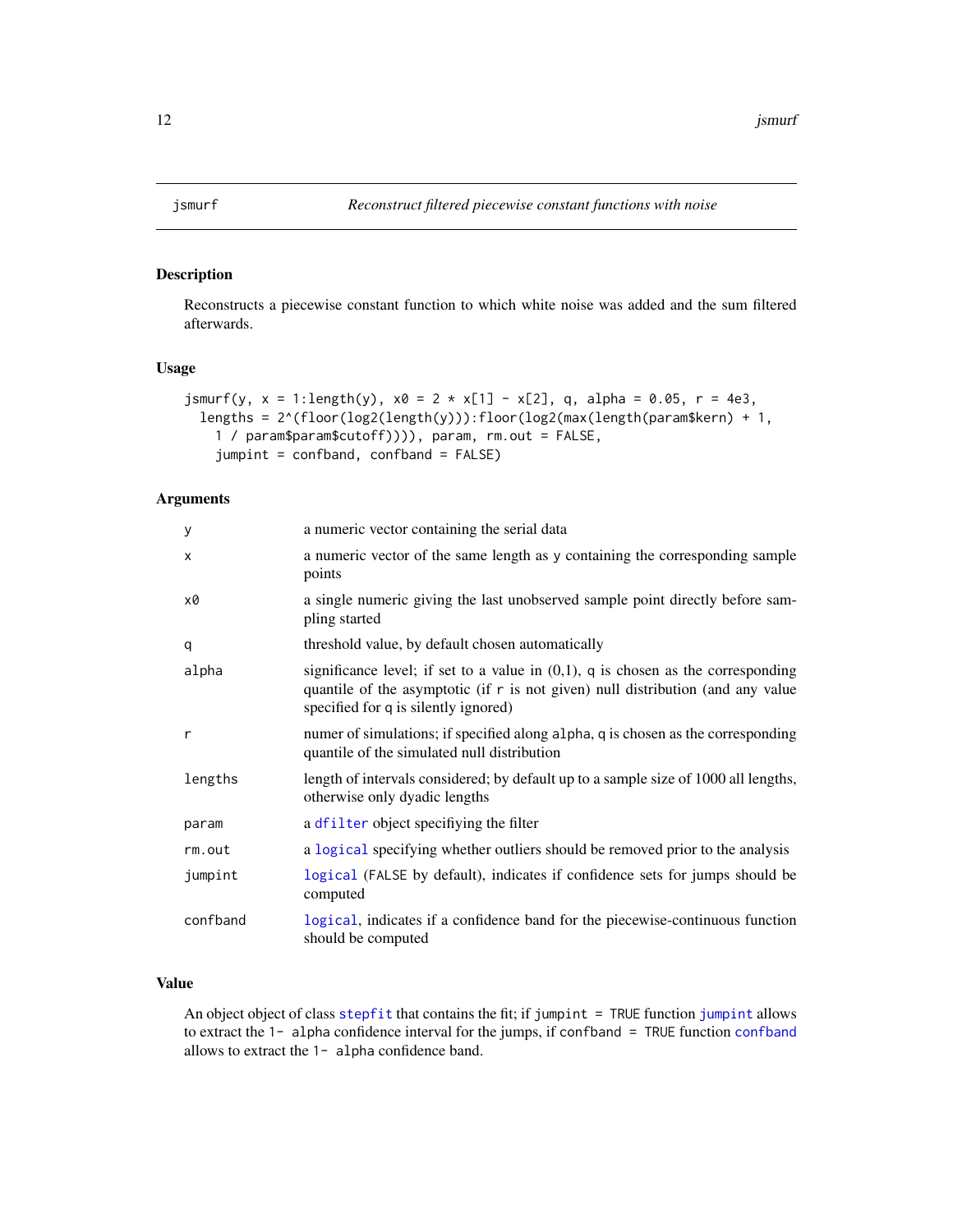# jsmurf — *Reconstruct filtered piecewise constant functions with noise*

## Description

Reconstructs a piecewise constant function to which white noise was added and the sum filtered afterwards.

## Usage

```
jsmurf(y, x = 1:length(y), x0 = 2 * x[1] - x[2], q, alpha = 0.05, r = 4e3,
  lengths = 2^(floor(log2(length(y))):floor(log2(max(length(param$kern) + 1,
    1 / param$param$cutoff)))), param, rm.out = FALSE,
    jumpint = confband, confband = FALSE)
```

## Arguments

| | |
|---|---|
| y | a numeric vector containing the serial data |
| x | a numeric vector of the same length as y containing the corresponding sample points |
| x0 | a single numeric giving the last unobserved sample point directly before sampling started |
| q | threshold value, by default chosen automatically |
| alpha | significance level; if set to a value in (0,1), q is chosen as the corresponding quantile of the asymptotic (if r is not given) null distribution (and any value specified for q is silently ignored) |
| r | numer of simulations; if specified along alpha, q is chosen as the corresponding quantile of the simulated null distribution |
| lengths | length of intervals considered; by default up to a sample size of 1000 all lengths, otherwise only dyadic lengths |
| param | a dfilter object specifiying the filter |
| rm.out | a logical specifying whether outliers should be removed prior to the analysis |
| jumpint | logical (FALSE by default), indicates if confidence sets for jumps should be computed |
| confband | logical, indicates if a confidence band for the piecewise-continuous function should be computed |

## Value

An object object of class stepfit that contains the fit; if jumpint = TRUE function jumpint allows to extract the 1- alpha confidence interval for the jumps, if confband = TRUE function confband allows to extract the 1- alpha confidence band.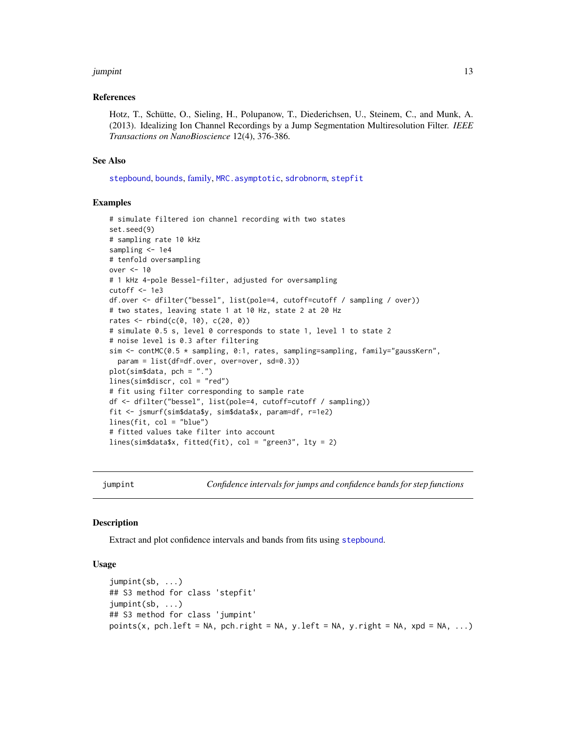### References

Hotz, T., Schütte, O., Sieling, H., Polupanow, T., Diederichsen, U., Steinem, C., and Munk, A. (2013). Idealizing Ion Channel Recordings by a Jump Segmentation Multiresolution Filter. *IEEE Transactions on NanoBioscience* 12(4), 376-386.

### See Also

stepbound, bounds, family, MRC.asymptotic, sdrobnorm, stepfit

### Examples

```
# simulate filtered ion channel recording with two states
set.seed(9)
# sampling rate 10 kHz
sampling <- 1e4
# tenfold oversampling
over <- 10
# 1 kHz 4-pole Bessel-filter, adjusted for oversampling
cutoff <- 1e3
df.over <- dfilter("bessel", list(pole=4, cutoff=cutoff / sampling / over))
# two states, leaving state 1 at 10 Hz, state 2 at 20 Hz
rates <- rbind(c(0, 10), c(20, 0))
# simulate 0.5 s, level 0 corresponds to state 1, level 1 to state 2
# noise level is 0.3 after filtering
sim <- contMC(0.5 * sampling, 0:1, rates, sampling=sampling, family="gaussKern",
  param = list(df=df.over, over=over, sd=0.3))
plot(sim$data, pch = ".")
lines(sim$discr, col = "red")
# fit using filter corresponding to sample rate
df <- dfilter("bessel", list(pole=4, cutoff=cutoff / sampling))
fit <- jsmurf(sim$data$y, sim$data$x, param=df, r=1e2)
lines(fit, col = "blue")
# fitted values take filter into account
lines(sim$data$x, fitted(fit), col = "green3", lty = 2)
```

---

## jumpint — *Confidence intervals for jumps and confidence bands for step functions*

---

### Description

Extract and plot confidence intervals and bands from fits using stepbound.

### Usage

```
jumpint(sb, ...)
## S3 method for class 'stepfit'
jumpint(sb, ...)
## S3 method for class 'jumpint'
points(x, pch.left = NA, pch.right = NA, y.left = NA, y.right = NA, xpd = NA, ...)
```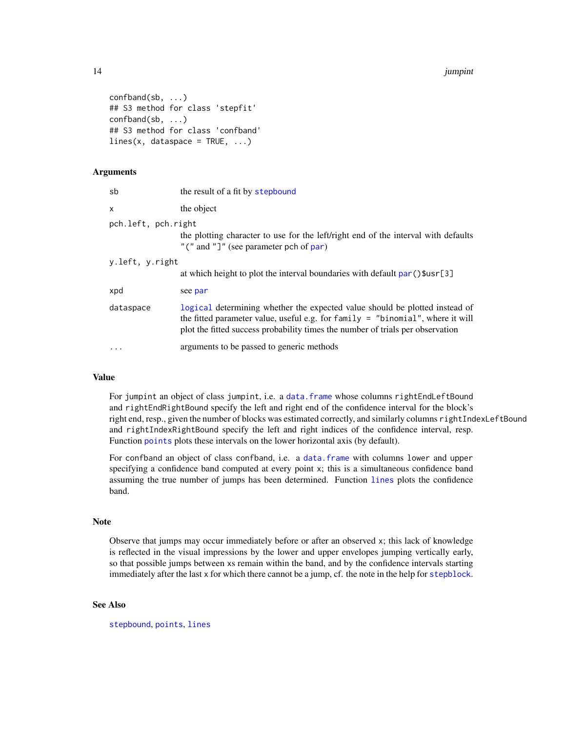```
confband(sb, ...)
## S3 method for class 'stepfit'
confband(sb, ...)
## S3 method for class 'confband'
lines(x, dataspace = TRUE, ...)
```

## Arguments

| | |
|---|---|
| sb | the result of a fit by stepbound |
| x | the object |
| pch.left, pch.right | the plotting character to use for the left/right end of the interval with defaults "(" and "]" (see parameter pch of par) |
| y.left, y.right | at which height to plot the interval boundaries with default par()$usr[3] |
| xpd | see par |
| dataspace | logical determining whether the expected value should be plotted instead of the fitted parameter value, useful e.g. for family = "binomial", where it will plot the fitted success probability times the number of trials per observation |
| ... | arguments to be passed to generic methods |

## Value

For jumpint an object of class jumpint, i.e. a data.frame whose columns rightEndLeftBound and rightEndRightBound specify the left and right end of the confidence interval for the block's right end, resp., given the number of blocks was estimated correctly, and similarly columns rightIndexLeftBound and rightIndexRightBound specify the left and right indices of the confidence interval, resp. Function points plots these intervals on the lower horizontal axis (by default).

For confband an object of class confband, i.e. a data.frame with columns lower and upper specifying a confidence band computed at every point x; this is a simultaneous confidence band assuming the true number of jumps has been determined. Function lines plots the confidence band.

## Note

Observe that jumps may occur immediately before or after an observed x; this lack of knowledge is reflected in the visual impressions by the lower and upper envelopes jumping vertically early, so that possible jumps between xs remain within the band, and by the confidence intervals starting immediately after the last x for which there cannot be a jump, cf. the note in the help for stepblock.

## See Also

stepbound, points, lines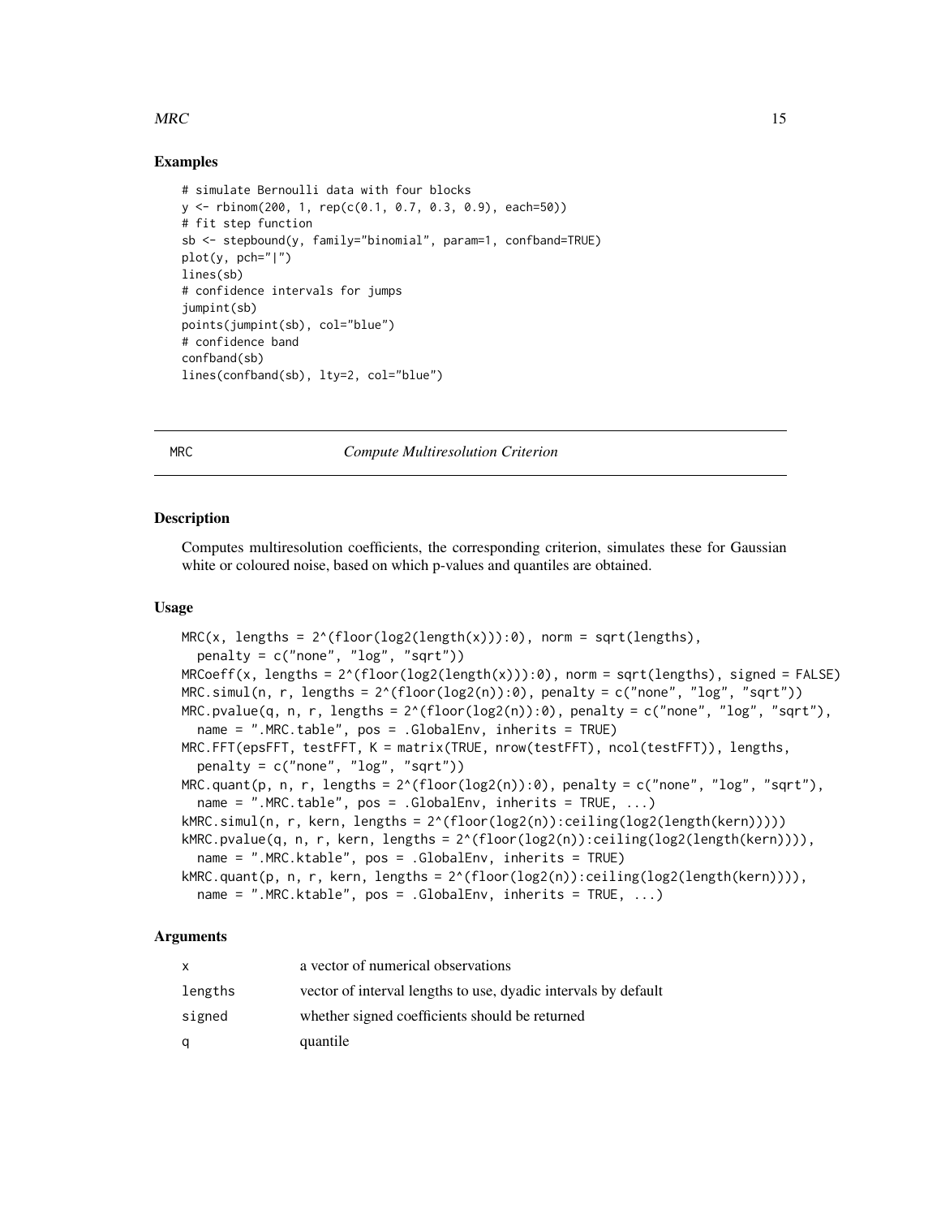## Examples

```
# simulate Bernoulli data with four blocks
y <- rbinom(200, 1, rep(c(0.1, 0.7, 0.3, 0.9), each=50))
# fit step function
sb <- stepbound(y, family="binomial", param=1, confband=TRUE)
plot(y, pch="|")
lines(sb)
# confidence intervals for jumps
jumpint(sb)
points(jumpint(sb), col="blue")
# confidence band
confband(sb)
lines(confband(sb), lty=2, col="blue")
```

---

# MRC — *Compute Multiresolution Criterion*

## Description

Computes multiresolution coefficients, the corresponding criterion, simulates these for Gaussian white or coloured noise, based on which p-values and quantiles are obtained.

## Usage

```
MRC(x, lengths = 2^(floor(log2(length(x))):0), norm = sqrt(lengths),
  penalty = c("none", "log", "sqrt"))
MRCoeff(x, lengths = 2^(floor(log2(length(x))):0), norm = sqrt(lengths), signed = FALSE)
MRC.simul(n, r, lengths = 2^(floor(log2(n)):0), penalty = c("none", "log", "sqrt"))
MRC.pvalue(q, n, r, lengths = 2^(floor(log2(n)):0), penalty = c("none", "log", "sqrt"),
  name = ".MRC.table", pos = .GlobalEnv, inherits = TRUE)
MRC.FFT(epsFFT, testFFT, K = matrix(TRUE, nrow(testFFT), ncol(testFFT)), lengths,
  penalty = c("none", "log", "sqrt"))
MRC.quant(p, n, r, lengths = 2^(floor(log2(n)):0), penalty = c("none", "log", "sqrt"),
  name = ".MRC.table", pos = .GlobalEnv, inherits = TRUE, ...)
kMRC.simul(n, r, kern, lengths = 2^(floor(log2(n)):ceiling(log2(length(kern)))))
kMRC.pvalue(q, n, r, kern, lengths = 2^(floor(log2(n)):ceiling(log2(length(kern)))),
  name = ".MRC.ktable", pos = .GlobalEnv, inherits = TRUE)
kMRC.quant(p, n, r, kern, lengths = 2^(floor(log2(n)):ceiling(log2(length(kern)))),
  name = ".MRC.ktable", pos = .GlobalEnv, inherits = TRUE, ...)
```

## Arguments

| | |
|---|---|
| x | a vector of numerical observations |
| lengths | vector of interval lengths to use, dyadic intervals by default |
| signed | whether signed coefficients should be returned |
| q | quantile |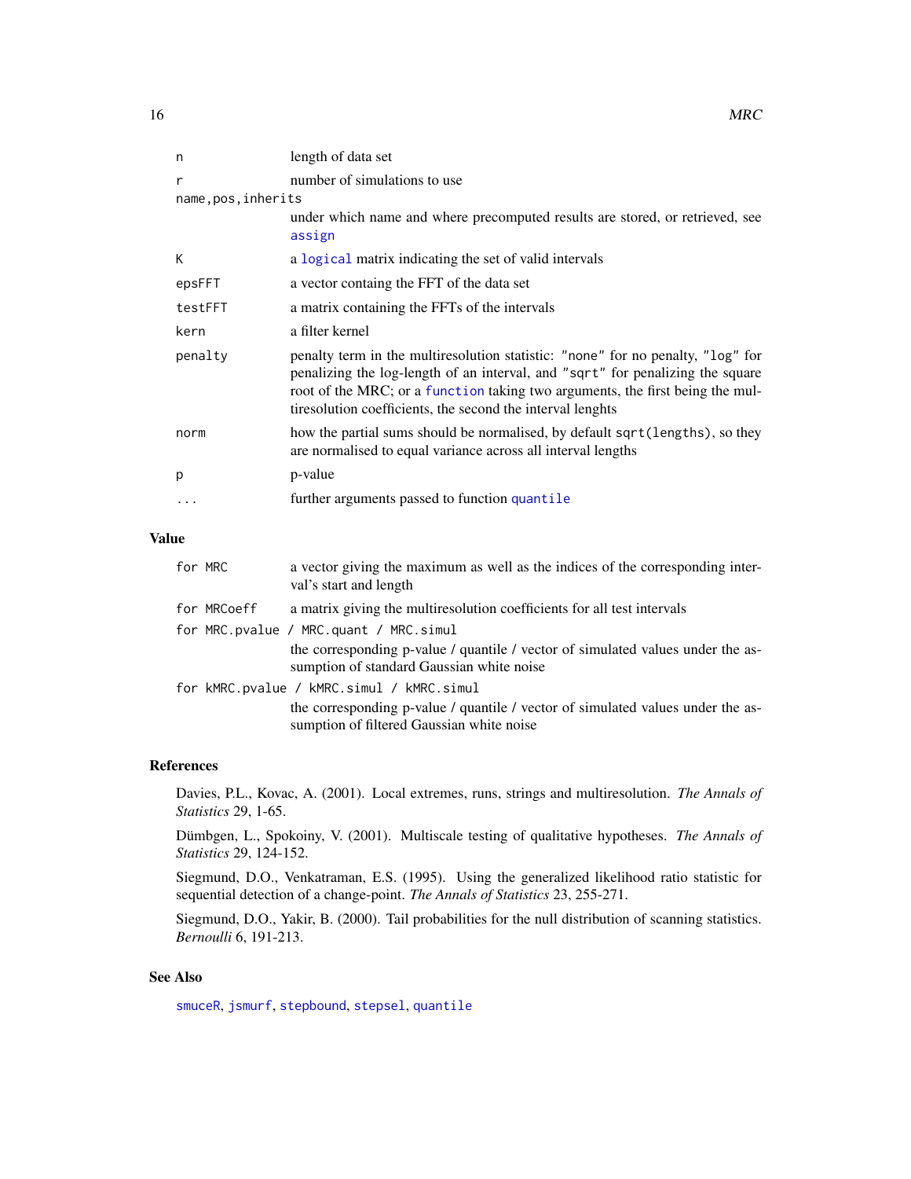| | |
|---|---|
| `n` | length of data set |
| `r` | number of simulations to use |
| `name,pos,inherits` | under which name and where precomputed results are stored, or retrieved, see `assign` |
| `K` | a `logical` matrix indicating the set of valid intervals |
| `epsFFT` | a vector containg the FFT of the data set |
| `testFFT` | a matrix containing the FFTs of the intervals |
| `kern` | a filter kernel |
| `penalty` | penalty term in the multiresolution statistic: `"none"` for no penalty, `"log"` for penalizing the log-length of an interval, and `"sqrt"` for penalizing the square root of the MRC; or a `function` taking two arguments, the first being the multiresolution coefficients, the second the interval lenghts |
| `norm` | how the partial sums should be normalised, by default `sqrt(lengths)`, so they are normalised to equal variance across all interval lengths |
| `p` | p-value |
| `...` | further arguments passed to function `quantile` |

## Value

| | |
|---|---|
| for `MRC` | a vector giving the maximum as well as the indices of the corresponding interval's start and length |
| for `MRCoeff` | a matrix giving the multiresolution coefficients for all test intervals |
| for `MRC.pvalue / MRC.quant / MRC.simul` | the corresponding p-value / quantile / vector of simulated values under the assumption of standard Gaussian white noise |
| for `kMRC.pvalue / kMRC.simul / kMRC.simul` | the corresponding p-value / quantile / vector of simulated values under the assumption of filtered Gaussian white noise |

## References

Davies, P.L., Kovac, A. (2001). Local extremes, runs, strings and multiresolution. *The Annals of Statistics* 29, 1-65.

Dümbgen, L., Spokoiny, V. (2001). Multiscale testing of qualitative hypotheses. *The Annals of Statistics* 29, 124-152.

Siegmund, D.O., Venkatraman, E.S. (1995). Using the generalized likelihood ratio statistic for sequential detection of a change-point. *The Annals of Statistics* 23, 255-271.

Siegmund, D.O., Yakir, B. (2000). Tail probabilities for the null distribution of scanning statistics. *Bernoulli* 6, 191-213.

## See Also

`smuceR`, `jsmurf`, `stepbound`, `stepsel`, `quantile`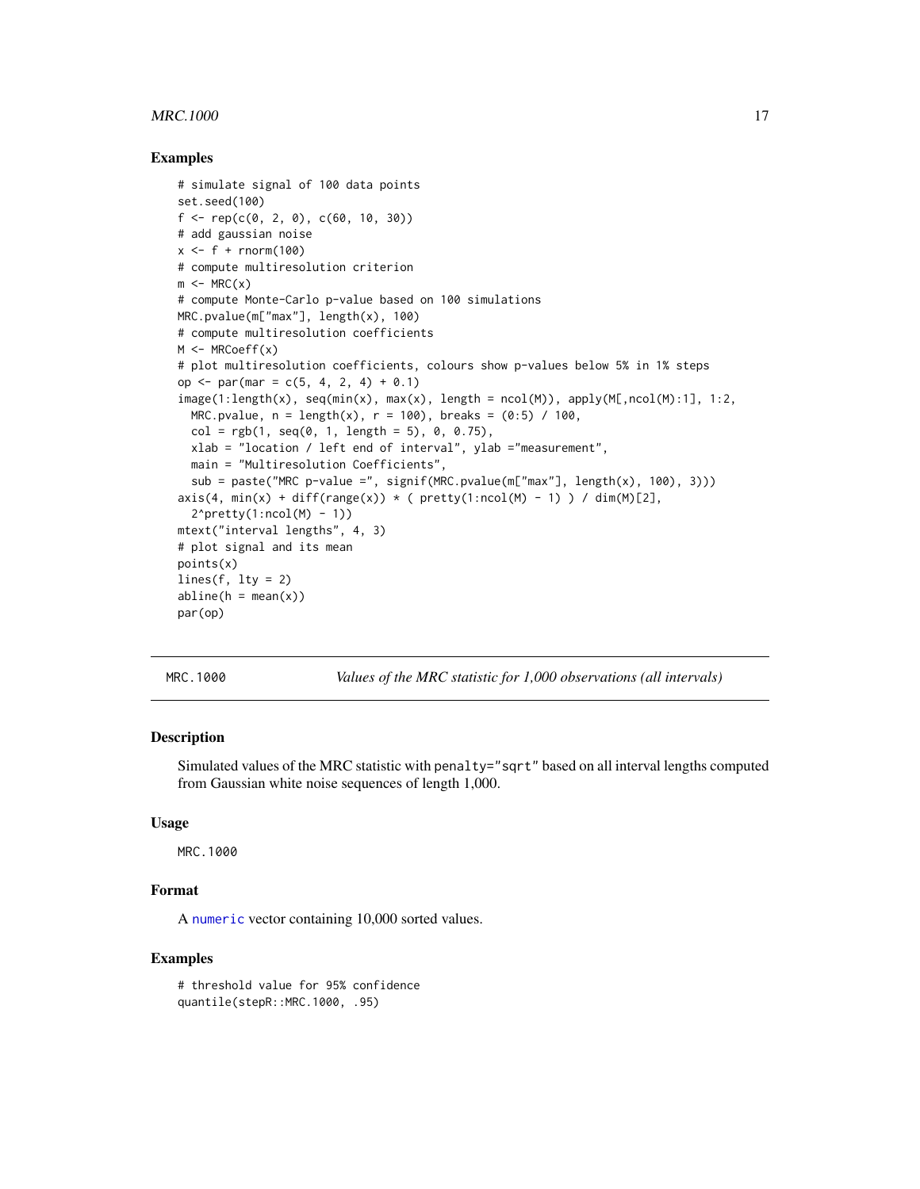## Examples

```
# simulate signal of 100 data points
set.seed(100)
f <- rep(c(0, 2, 0), c(60, 10, 30))
# add gaussian noise
x <- f + rnorm(100)
# compute multiresolution criterion
m <- MRC(x)
# compute Monte-Carlo p-value based on 100 simulations
MRC.pvalue(m["max"], length(x), 100)
# compute multiresolution coefficients
M <- MRCoeff(x)
# plot multiresolution coefficients, colours show p-values below 5% in 1% steps
op <- par(mar = c(5, 4, 2, 4) + 0.1)
image(1:length(x), seq(min(x), max(x), length = ncol(M)), apply(M[,ncol(M):1], 1:2,
  MRC.pvalue, n = length(x), r = 100), breaks = (0:5) / 100,
  col = rgb(1, seq(0, 1, length = 5), 0, 0.75),
  xlab = "location / left end of interval", ylab ="measurement",
  main = "Multiresolution Coefficients",
  sub = paste("MRC p-value =", signif(MRC.pvalue(m["max"], length(x), 100), 3)))
axis(4, min(x) + diff(range(x)) * ( pretty(1:ncol(M) - 1) ) / dim(M)[2],
  2^pretty(1:ncol(M) - 1))
mtext("interval lengths", 4, 3)
# plot signal and its mean
points(x)
lines(f, lty = 2)
abline(h = mean(x))
par(op)
```

---

# MRC.1000 — *Values of the MRC statistic for 1,000 observations (all intervals)*

## Description

Simulated values of the MRC statistic with penalty="sqrt" based on all interval lengths computed from Gaussian white noise sequences of length 1,000.

## Usage

```
MRC.1000
```

## Format

A numeric vector containing 10,000 sorted values.

## Examples

```
# threshold value for 95% confidence
quantile(stepR::MRC.1000, .95)
```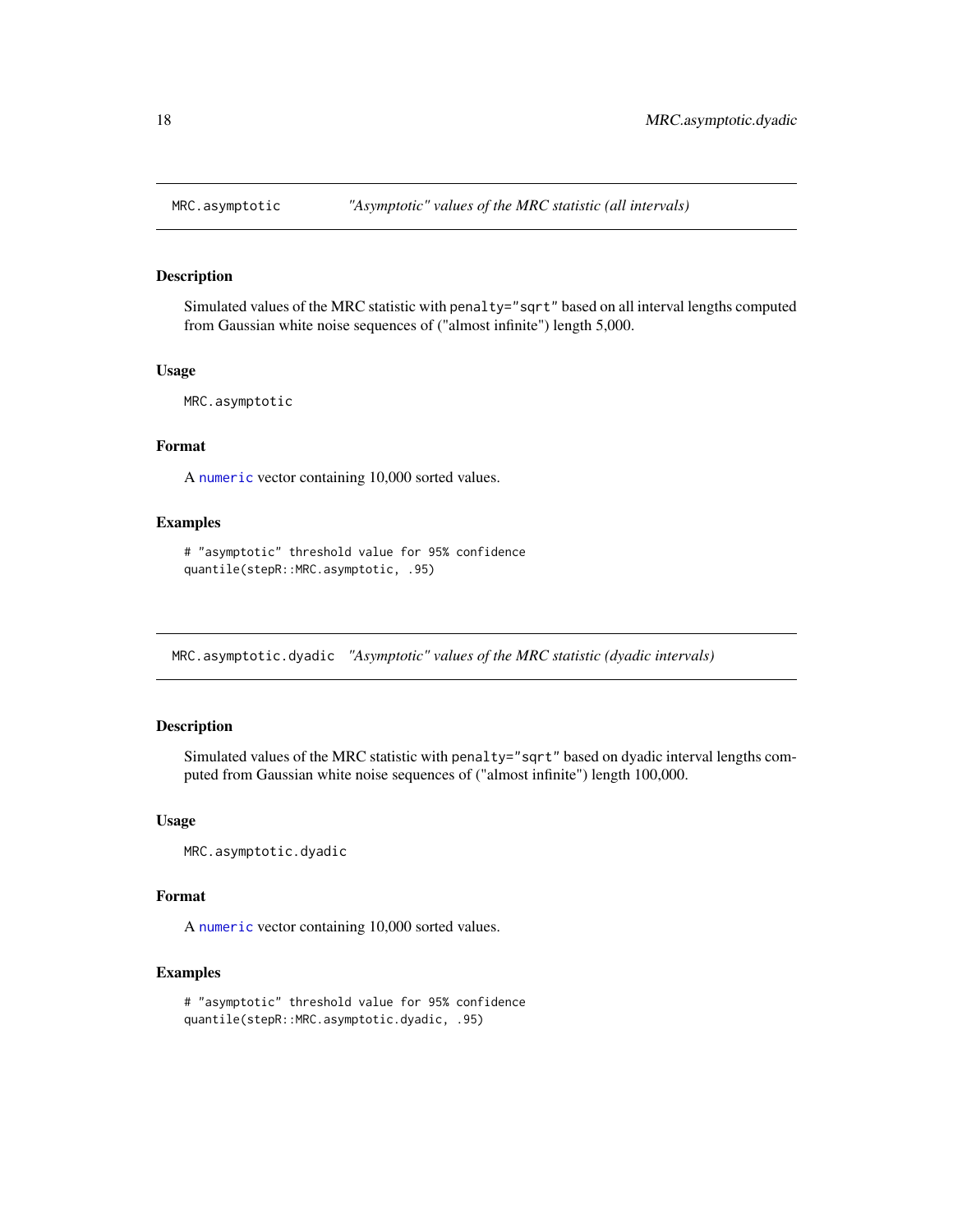## MRC.asymptotic *"Asymptotic" values of the MRC statistic (all intervals)*

### Description

Simulated values of the MRC statistic with `penalty="sqrt"` based on all interval lengths computed from Gaussian white noise sequences of ("almost infinite") length 5,000.

### Usage

```
MRC.asymptotic
```

### Format

A `numeric` vector containing 10,000 sorted values.

### Examples

```
# "asymptotic" threshold value for 95% confidence
quantile(stepR::MRC.asymptotic, .95)
```

## MRC.asymptotic.dyadic *"Asymptotic" values of the MRC statistic (dyadic intervals)*

### Description

Simulated values of the MRC statistic with `penalty="sqrt"` based on dyadic interval lengths computed from Gaussian white noise sequences of ("almost infinite") length 100,000.

### Usage

```
MRC.asymptotic.dyadic
```

### Format

A `numeric` vector containing 10,000 sorted values.

### Examples

```
# "asymptotic" threshold value for 95% confidence
quantile(stepR::MRC.asymptotic.dyadic, .95)
```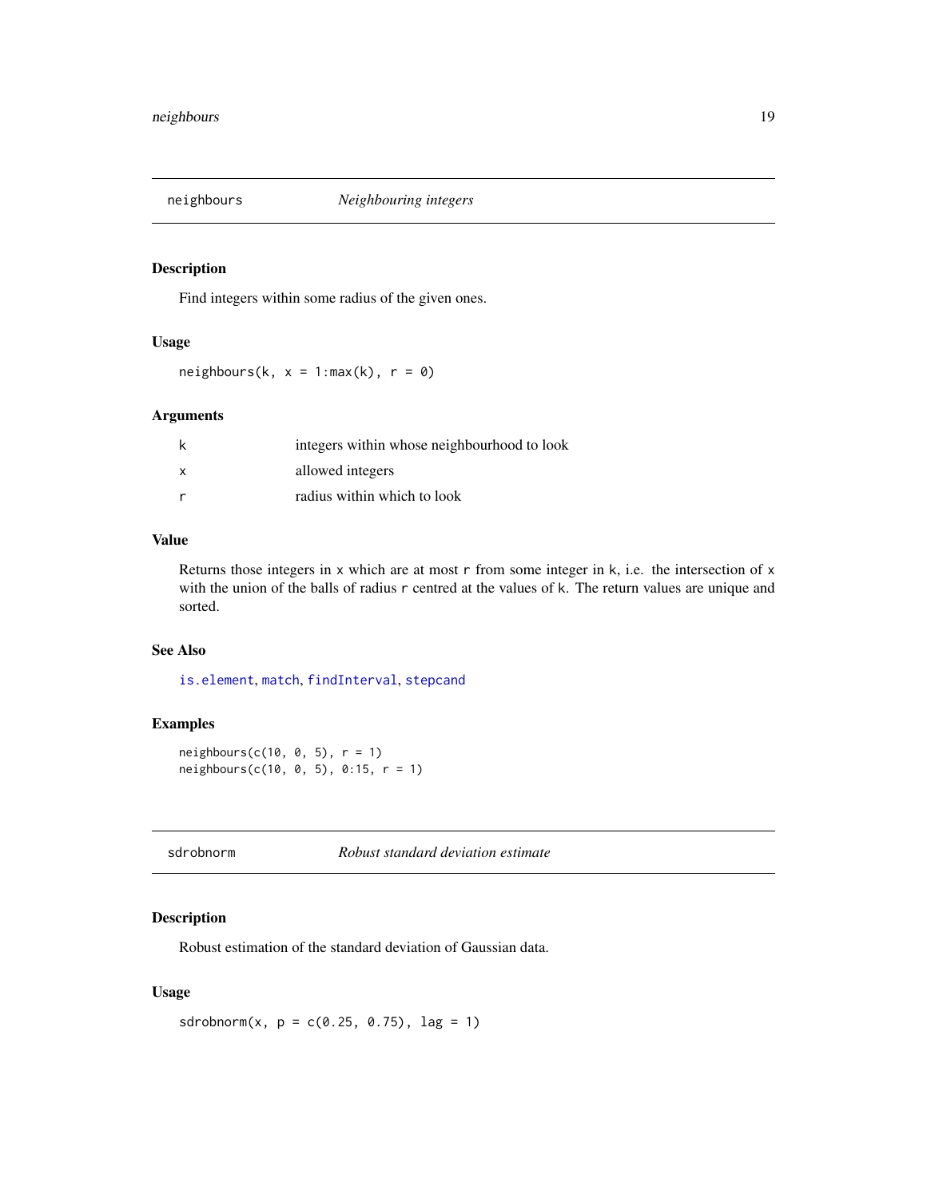## neighbours — *Neighbouring integers*

### Description

Find integers within some radius of the given ones.

### Usage

```
neighbours(k, x = 1:max(k), r = 0)
```

### Arguments

| | |
|---|---|
| k | integers within whose neighbourhood to look |
| x | allowed integers |
| r | radius within which to look |

### Value

Returns those integers in `x` which are at most `r` from some integer in `k`, i.e. the intersection of `x` with the union of the balls of radius `r` centred at the values of `k`. The return values are unique and sorted.

### See Also

`is.element`, `match`, `findInterval`, `stepcand`

### Examples

```
neighbours(c(10, 0, 5), r = 1)
neighbours(c(10, 0, 5), 0:15, r = 1)
```

## sdrobnorm — *Robust standard deviation estimate*

### Description

Robust estimation of the standard deviation of Gaussian data.

### Usage

```
sdrobnorm(x, p = c(0.25, 0.75), lag = 1)
```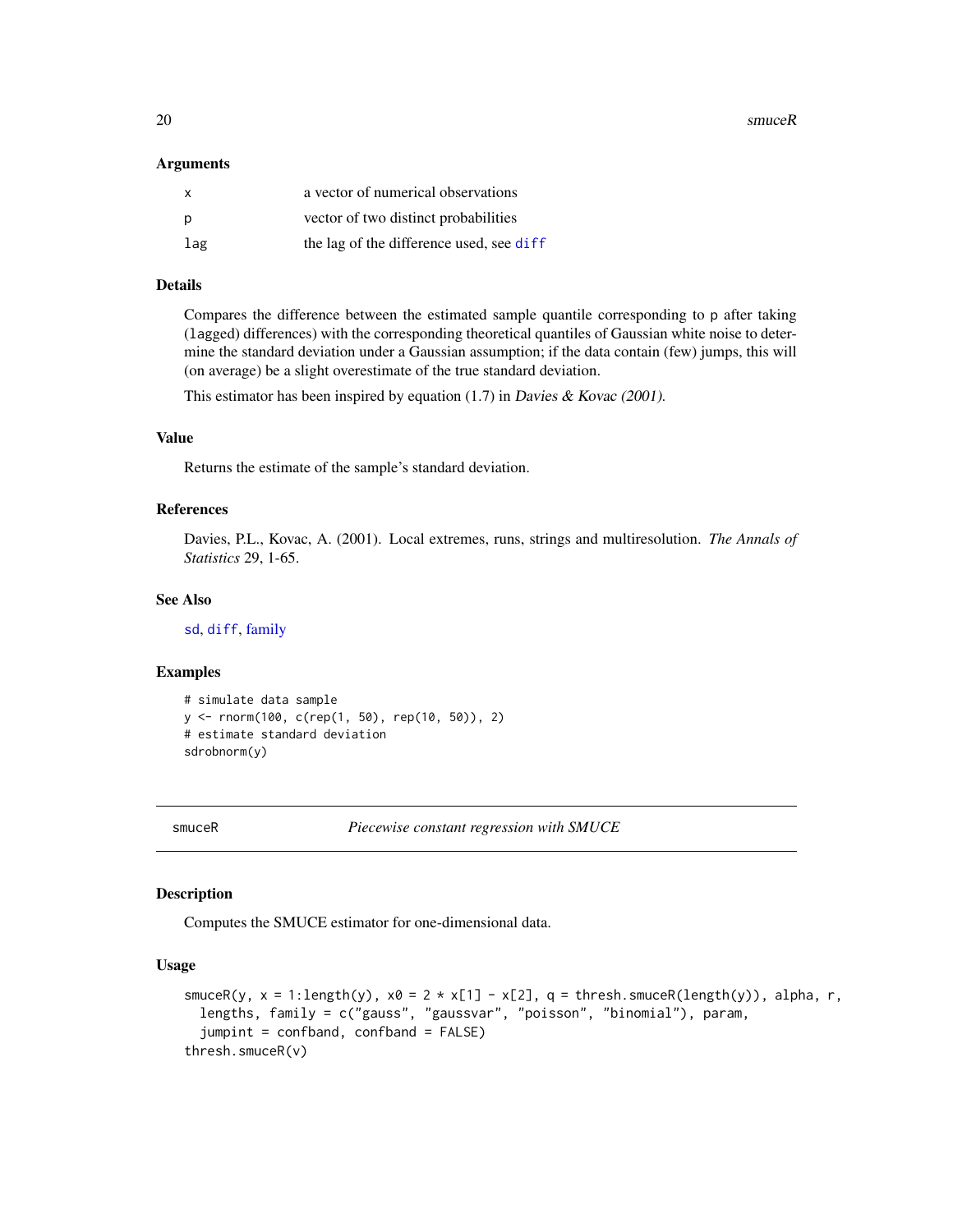### Arguments

| | |
|---|---|
| x | a vector of numerical observations |
| p | vector of two distinct probabilities |
| lag | the lag of the difference used, see diff |

### Details

Compares the difference between the estimated sample quantile corresponding to p after taking (lagged) differences) with the corresponding theoretical quantiles of Gaussian white noise to determine the standard deviation under a Gaussian assumption; if the data contain (few) jumps, this will (on average) be a slight overestimate of the true standard deviation.

This estimator has been inspired by equation (1.7) in *Davies & Kovac (2001).*

### Value

Returns the estimate of the sample's standard deviation.

### References

Davies, P.L., Kovac, A. (2001). Local extremes, runs, strings and multiresolution. *The Annals of Statistics* 29, 1-65.

### See Also

sd, diff, family

### Examples

```
# simulate data sample
y <- rnorm(100, c(rep(1, 50), rep(10, 50)), 2)
# estimate standard deviation
sdrobnorm(y)
```

## smuceR *Piecewise constant regression with SMUCE*

### Description

Computes the SMUCE estimator for one-dimensional data.

### Usage

```
smuceR(y, x = 1:length(y), x0 = 2 * x[1] - x[2], q = thresh.smuceR(length(y)), alpha, r,
  lengths, family = c("gauss", "gaussvar", "poisson", "binomial"), param,
  jumpint = confband, confband = FALSE)
thresh.smuceR(v)
```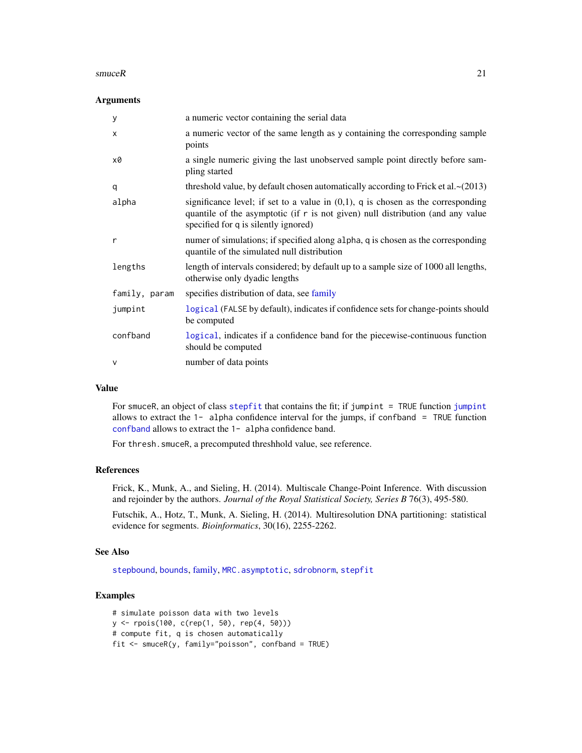### Arguments

| | |
|---|---|
| y | a numeric vector containing the serial data |
| x | a numeric vector of the same length as y containing the corresponding sample points |
| x0 | a single numeric giving the last unobserved sample point directly before sampling started |
| q | threshold value, by default chosen automatically according to Frick et al.~(2013) |
| alpha | significance level; if set to a value in (0,1), q is chosen as the corresponding quantile of the asymptotic (if r is not given) null distribution (and any value specified for q is silently ignored) |
| r | numer of simulations; if specified along alpha, q is chosen as the corresponding quantile of the simulated null distribution |
| lengths | length of intervals considered; by default up to a sample size of 1000 all lengths, otherwise only dyadic lengths |
| family, param | specifies distribution of data, see family |
| jumpint | logical (FALSE by default), indicates if confidence sets for change-points should be computed |
| confband | logical, indicates if a confidence band for the piecewise-continuous function should be computed |
| v | number of data points |

### Value

For smuceR, an object of class stepfit that contains the fit; if jumpint = TRUE function jumpint allows to extract the 1- alpha confidence interval for the jumps, if confband = TRUE function confband allows to extract the 1- alpha confidence band.

For thresh.smuceR, a precomputed threshhold value, see reference.

### References

Frick, K., Munk, A., and Sieling, H. (2014). Multiscale Change-Point Inference. With discussion and rejoinder by the authors. *Journal of the Royal Statistical Society, Series B* 76(3), 495-580.

Futschik, A., Hotz, T., Munk, A. Sieling, H. (2014). Multiresolution DNA partitioning: statistical evidence for segments. *Bioinformatics*, 30(16), 2255-2262.

### See Also

stepbound, bounds, family, MRC.asymptotic, sdrobnorm, stepfit

### Examples

```
# simulate poisson data with two levels
y <- rpois(100, c(rep(1, 50), rep(4, 50)))
# compute fit, q is chosen automatically
fit <- smuceR(y, family="poisson", confband = TRUE)
```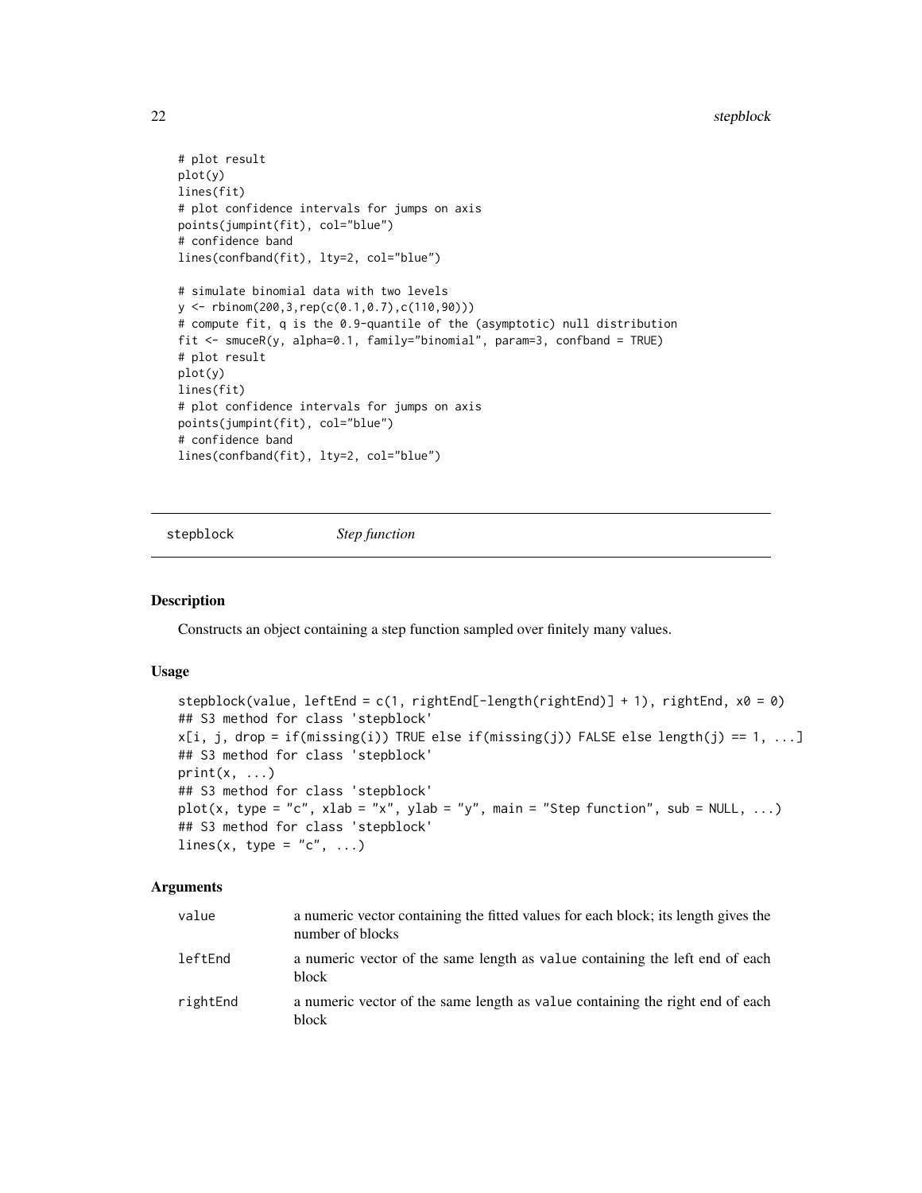```
# plot result
plot(y)
lines(fit)
# plot confidence intervals for jumps on axis
points(jumpint(fit), col="blue")
# confidence band
lines(confband(fit), lty=2, col="blue")

# simulate binomial data with two levels
y <- rbinom(200,3,rep(c(0.1,0.7),c(110,90)))
# compute fit, q is the 0.9-quantile of the (asymptotic) null distribution
fit <- smuceR(y, alpha=0.1, family="binomial", param=3, confband = TRUE)
# plot result
plot(y)
lines(fit)
# plot confidence intervals for jumps on axis
points(jumpint(fit), col="blue")
# confidence band
lines(confband(fit), lty=2, col="blue")
```

## stepblock *Step function*

### Description

Constructs an object containing a step function sampled over finitely many values.

### Usage

```
stepblock(value, leftEnd = c(1, rightEnd[-length(rightEnd)] + 1), rightEnd, x0 = 0)
## S3 method for class 'stepblock'
x[i, j, drop = if(missing(i)) TRUE else if(missing(j)) FALSE else length(j) == 1, ...]
## S3 method for class 'stepblock'
print(x, ...)
## S3 method for class 'stepblock'
plot(x, type = "c", xlab = "x", ylab = "y", main = "Step function", sub = NULL, ...)
## S3 method for class 'stepblock'
lines(x, type = "c", ...)
```

### Arguments

| | |
|---|---|
| value | a numeric vector containing the fitted values for each block; its length gives the number of blocks |
| leftEnd | a numeric vector of the same length as value containing the left end of each block |
| rightEnd | a numeric vector of the same length as value containing the right end of each block |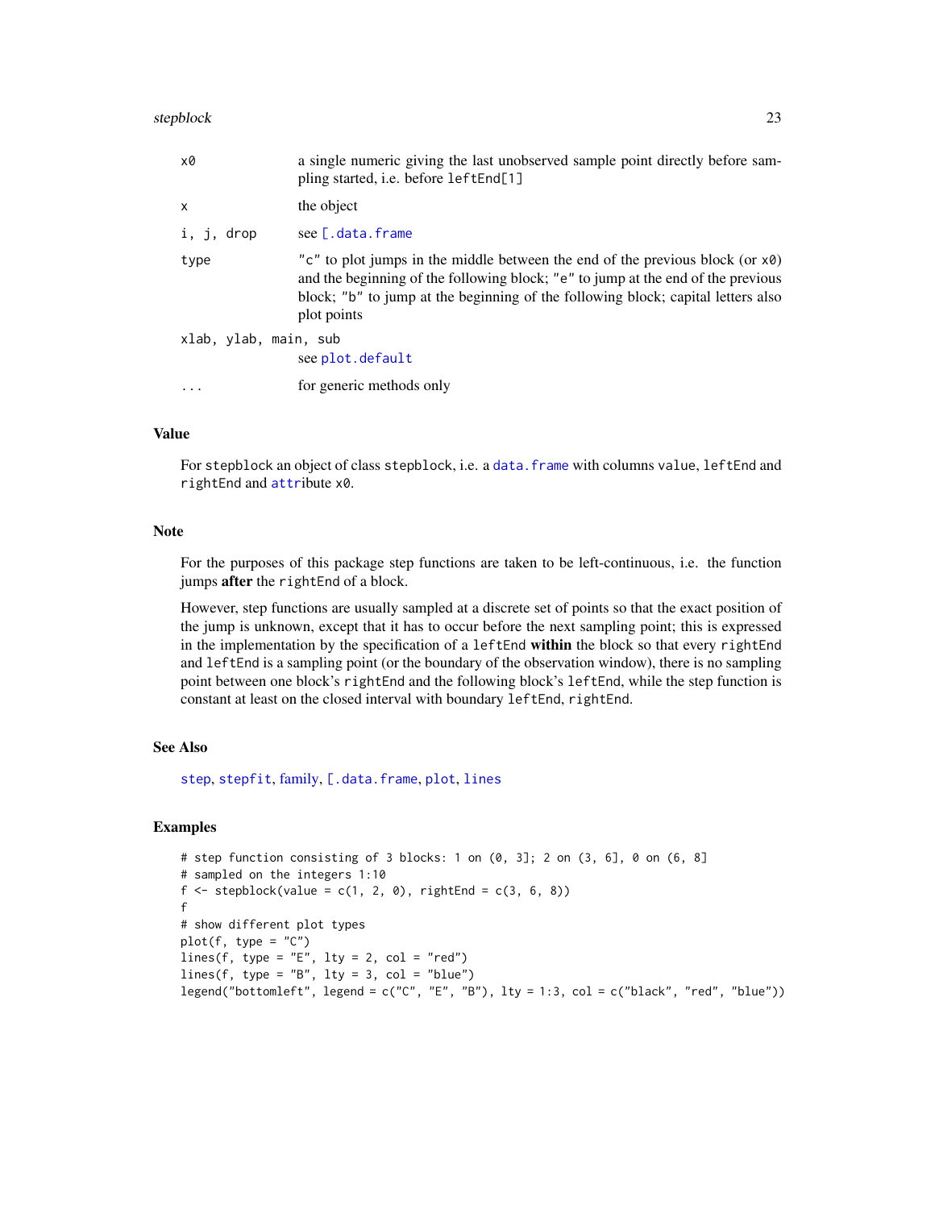| | |
|---|---|
| `x0` | a single numeric giving the last unobserved sample point directly before sampling started, i.e. before `leftEnd[1]` |
| `x` | the object |
| `i, j, drop` | see `[.data.frame` |
| `type` | `"c"` to plot jumps in the middle between the end of the previous block (or `x0`) and the beginning of the following block; `"e"` to jump at the end of the previous block; `"b"` to jump at the beginning of the following block; capital letters also plot points |
| `xlab, ylab, main, sub` | see `plot.default` |
| `...` | for generic methods only |

## Value

For `stepblock` an object of class `stepblock`, i.e. a `data.frame` with columns `value`, `leftEnd` and `rightEnd` and `attr`ibute `x0`.

## Note

For the purposes of this package step functions are taken to be left-continuous, i.e. the function jumps **after** the `rightEnd` of a block.

However, step functions are usually sampled at a discrete set of points so that the exact position of the jump is unknown, except that it has to occur before the next sampling point; this is expressed in the implementation by the specification of a `leftEnd` **within** the block so that every `rightEnd` and `leftEnd` is a sampling point (or the boundary of the observation window), there is no sampling point between one block's `rightEnd` and the following block's `leftEnd`, while the step function is constant at least on the closed interval with boundary `leftEnd`, `rightEnd`.

## See Also

`step`, `stepfit`, `family`, `[.data.frame`, `plot`, `lines`

## Examples

```
# step function consisting of 3 blocks: 1 on (0, 3]; 2 on (3, 6], 0 on (6, 8]
# sampled on the integers 1:10
f <- stepblock(value = c(1, 2, 0), rightEnd = c(3, 6, 8))
f
# show different plot types
plot(f, type = "C")
lines(f, type = "E", lty = 2, col = "red")
lines(f, type = "B", lty = 3, col = "blue")
legend("bottomleft", legend = c("C", "E", "B"), lty = 1:3, col = c("black", "red", "blue"))
```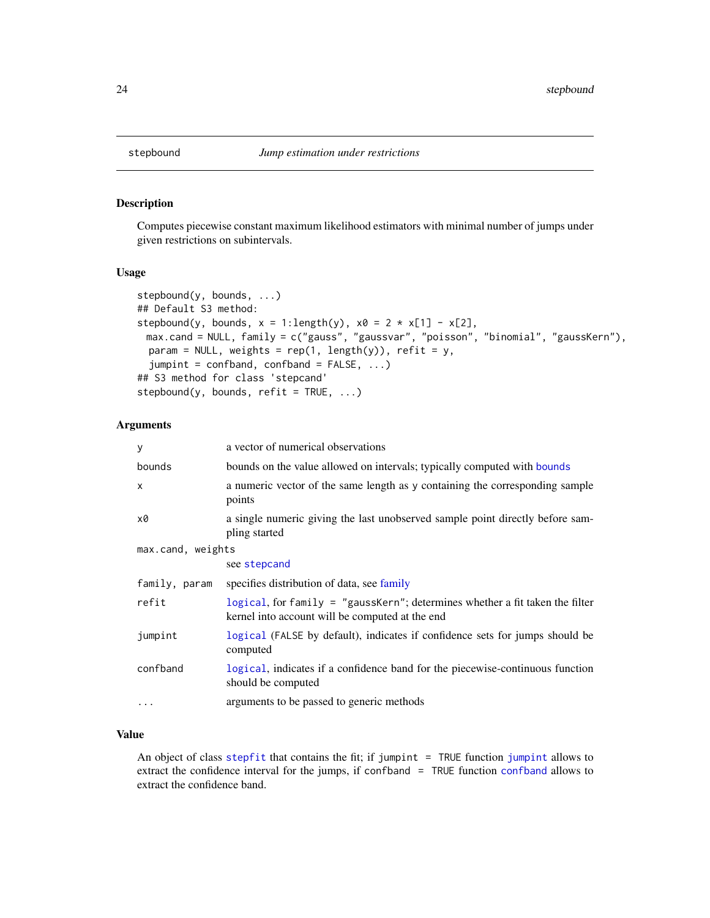# stepbound — *Jump estimation under restrictions*

## Description

Computes piecewise constant maximum likelihood estimators with minimal number of jumps under given restrictions on subintervals.

## Usage

```
stepbound(y, bounds, ...)
## Default S3 method:
stepbound(y, bounds, x = 1:length(y), x0 = 2 * x[1] - x[2],
  max.cand = NULL, family = c("gauss", "gaussvar", "poisson", "binomial", "gaussKern"),
   param = NULL, weights = rep(1, length(y)), refit = y,
   jumpint = confband, confband = FALSE, ...)
## S3 method for class 'stepcand'
stepbound(y, bounds, refit = TRUE, ...)
```

## Arguments

| | |
|---|---|
| `y` | a vector of numerical observations |
| `bounds` | bounds on the value allowed on intervals; typically computed with `bounds` |
| `x` | a numeric vector of the same length as `y` containing the corresponding sample points |
| `x0` | a single numeric giving the last unobserved sample point directly before sampling started |
| `max.cand, weights` | see `stepcand` |
| `family, param` | specifies distribution of data, see family |
| `refit` | `logical`, for `family = "gaussKern"`; determines whether a fit taken the filter kernel into account will be computed at the end |
| `jumpint` | `logical` (`FALSE` by default), indicates if confidence sets for jumps should be computed |
| `confband` | `logical`, indicates if a confidence band for the piecewise-continuous function should be computed |
| `...` | arguments to be passed to generic methods |

## Value

An object of class `stepfit` that contains the fit; if `jumpint = TRUE` function `jumpint` allows to extract the confidence interval for the jumps, if `confband = TRUE` function `confband` allows to extract the confidence band.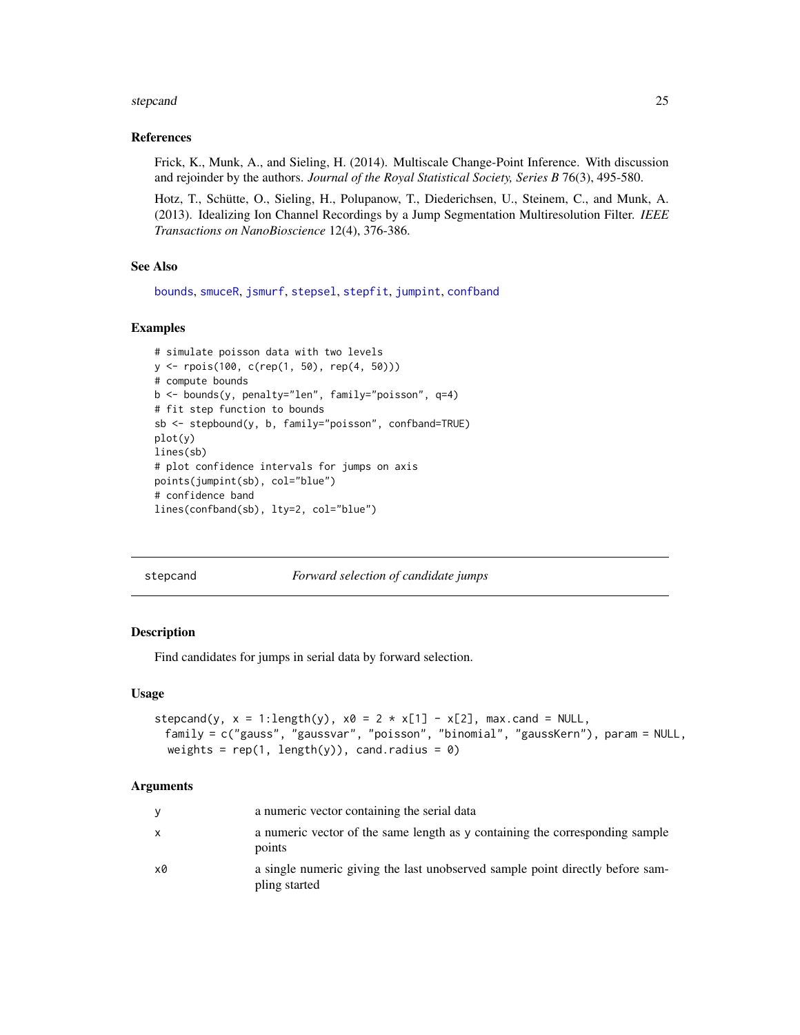### References

Frick, K., Munk, A., and Sieling, H. (2014). Multiscale Change-Point Inference. With discussion and rejoinder by the authors. *Journal of the Royal Statistical Society, Series B* 76(3), 495-580.

Hotz, T., Schütte, O., Sieling, H., Polupanow, T., Diederichsen, U., Steinem, C., and Munk, A. (2013). Idealizing Ion Channel Recordings by a Jump Segmentation Multiresolution Filter. *IEEE Transactions on NanoBioscience* 12(4), 376-386.

### See Also

bounds, smuceR, jsmurf, stepsel, stepfit, jumpint, confband

### Examples

```
# simulate poisson data with two levels
y <- rpois(100, c(rep(1, 50), rep(4, 50)))
# compute bounds
b <- bounds(y, penalty="len", family="poisson", q=4)
# fit step function to bounds
sb <- stepbound(y, b, family="poisson", confband=TRUE)
plot(y)
lines(sb)
# plot confidence intervals for jumps on axis
points(jumpint(sb), col="blue")
# confidence band
lines(confband(sb), lty=2, col="blue")
```

---

## stepcand — *Forward selection of candidate jumps*

### Description

Find candidates for jumps in serial data by forward selection.

### Usage

```
stepcand(y, x = 1:length(y), x0 = 2 * x[1] - x[2], max.cand = NULL,
  family = c("gauss", "gaussvar", "poisson", "binomial", "gaussKern"), param = NULL,
   weights = rep(1, length(y)), cand.radius = 0)
```

### Arguments

| | |
|---|---|
| y | a numeric vector containing the serial data |
| x | a numeric vector of the same length as y containing the corresponding sample points |
| x0 | a single numeric giving the last unobserved sample point directly before sampling started |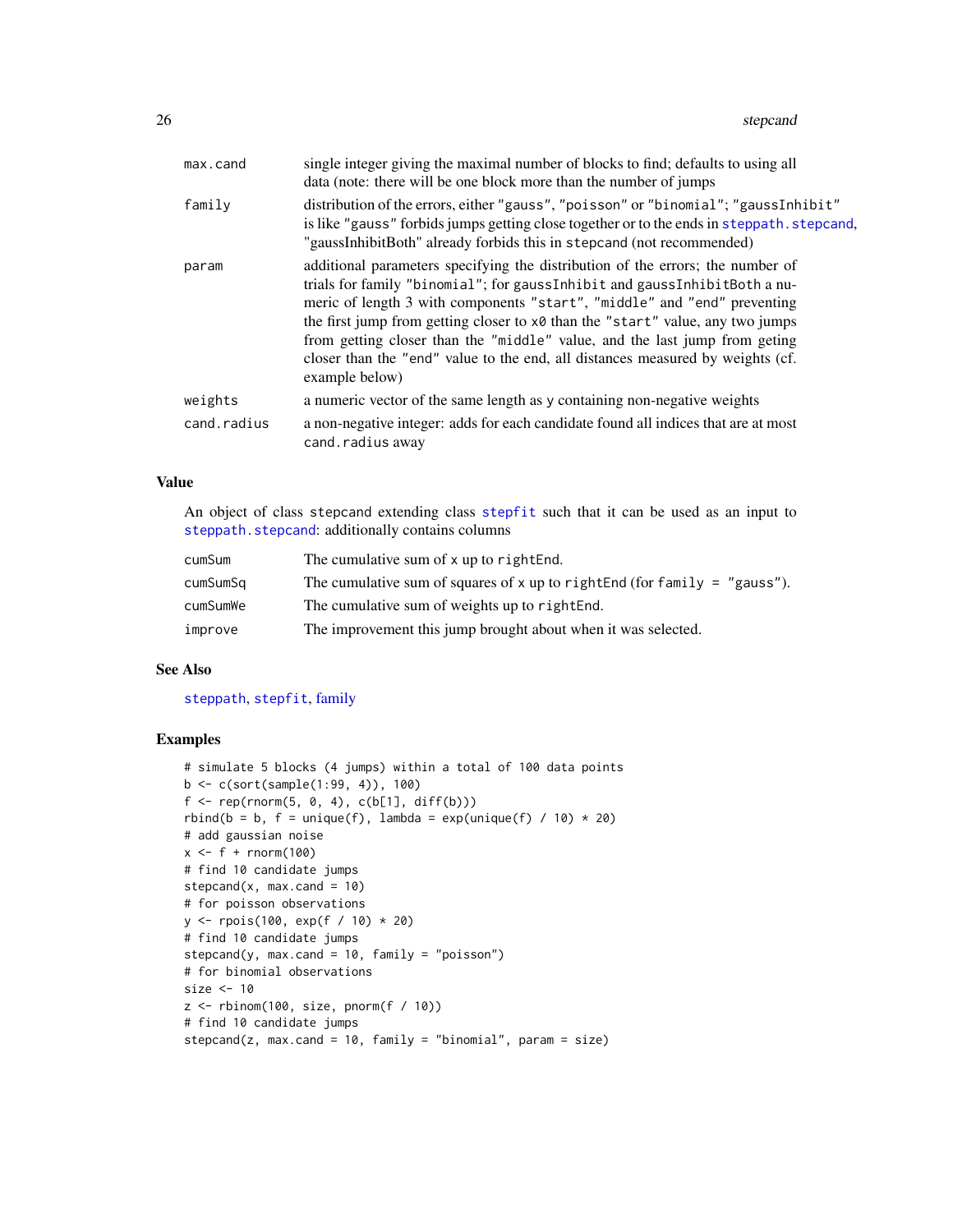| | |
|---|---|
| max.cand | single integer giving the maximal number of blocks to find; defaults to using all data (note: there will be one block more than the number of jumps |
| family | distribution of the errors, either "gauss", "poisson" or "binomial"; "gaussInhibit" is like "gauss" forbids jumps getting close together or to the ends in steppath.stepcand, "gaussInhibitBoth" already forbids this in stepcand (not recommended) |
| param | additional parameters specifying the distribution of the errors; the number of trials for family "binomial"; for gaussInhibit and gaussInhibitBoth a numeric of length 3 with components "start", "middle" and "end" preventing the first jump from getting closer to x0 than the "start" value, any two jumps from getting closer than the "middle" value, and the last jump from geting closer than the "end" value to the end, all distances measured by weights (cf. example below) |
| weights | a numeric vector of the same length as y containing non-negative weights |
| cand.radius | a non-negative integer: adds for each candidate found all indices that are at most cand.radius away |

## Value

An object of class stepcand extending class stepfit such that it can be used as an input to steppath.stepcand: additionally contains columns

| | |
|---|---|
| cumSum | The cumulative sum of x up to rightEnd. |
| cumSumSq | The cumulative sum of squares of x up to rightEnd (for family = "gauss"). |
| cumSumWe | The cumulative sum of weights up to rightEnd. |
| improve | The improvement this jump brought about when it was selected. |

## See Also

steppath, stepfit, family

## Examples

```
# simulate 5 blocks (4 jumps) within a total of 100 data points
b <- c(sort(sample(1:99, 4)), 100)
f <- rep(rnorm(5, 0, 4), c(b[1], diff(b)))
rbind(b = b, f = unique(f), lambda = exp(unique(f) / 10) * 20)
# add gaussian noise
x <- f + rnorm(100)
# find 10 candidate jumps
stepcand(x, max.cand = 10)
# for poisson observations
y <- rpois(100, exp(f / 10) * 20)
# find 10 candidate jumps
stepcand(y, max.cand = 10, family = "poisson")
# for binomial observations
size <- 10
z <- rbinom(100, size, pnorm(f / 10))
# find 10 candidate jumps
stepcand(z, max.cand = 10, family = "binomial", param = size)
```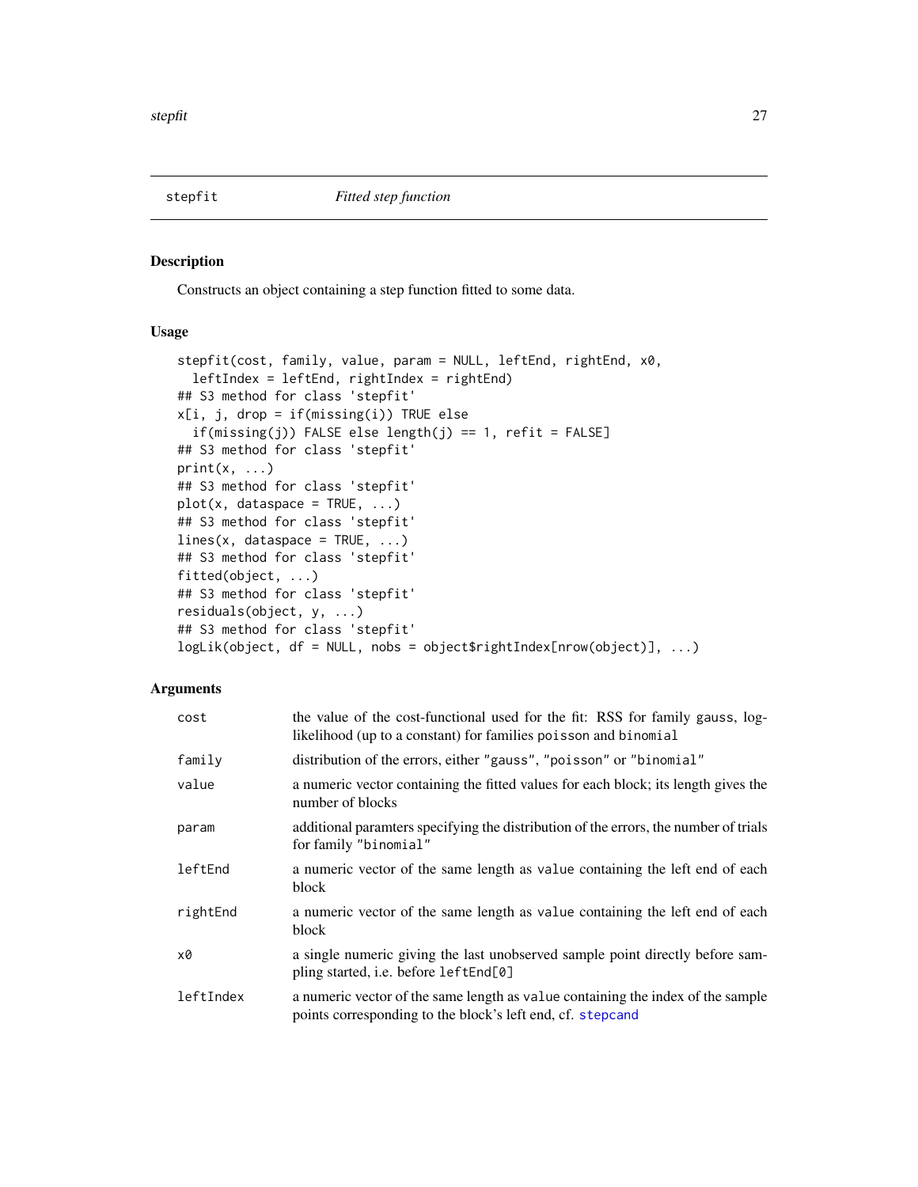## stepfit — *Fitted step function*

### Description

Constructs an object containing a step function fitted to some data.

### Usage

```
stepfit(cost, family, value, param = NULL, leftEnd, rightEnd, x0,
  leftIndex = leftEnd, rightIndex = rightEnd)
## S3 method for class 'stepfit'
x[i, j, drop = if(missing(i)) TRUE else
  if(missing(j)) FALSE else length(j) == 1, refit = FALSE]
## S3 method for class 'stepfit'
print(x, ...)
## S3 method for class 'stepfit'
plot(x, dataspace = TRUE, ...)
## S3 method for class 'stepfit'
lines(x, dataspace = TRUE, ...)
## S3 method for class 'stepfit'
fitted(object, ...)
## S3 method for class 'stepfit'
residuals(object, y, ...)
## S3 method for class 'stepfit'
logLik(object, df = NULL, nobs = object$rightIndex[nrow(object)], ...)
```

### Arguments

| | |
|---|---|
| `cost` | the value of the cost-functional used for the fit: RSS for family `gauss`, log-likelihood (up to a constant) for families `poisson` and `binomial` |
| `family` | distribution of the errors, either `"gauss"`, `"poisson"` or `"binomial"` |
| `value` | a numeric vector containing the fitted values for each block; its length gives the number of blocks |
| `param` | additional paramters specifying the distribution of the errors, the number of trials for family `"binomial"` |
| `leftEnd` | a numeric vector of the same length as `value` containing the left end of each block |
| `rightEnd` | a numeric vector of the same length as `value` containing the left end of each block |
| `x0` | a single numeric giving the last unobserved sample point directly before sampling started, i.e. before `leftEnd[0]` |
| `leftIndex` | a numeric vector of the same length as `value` containing the index of the sample points corresponding to the block's left end, cf. `stepcand` |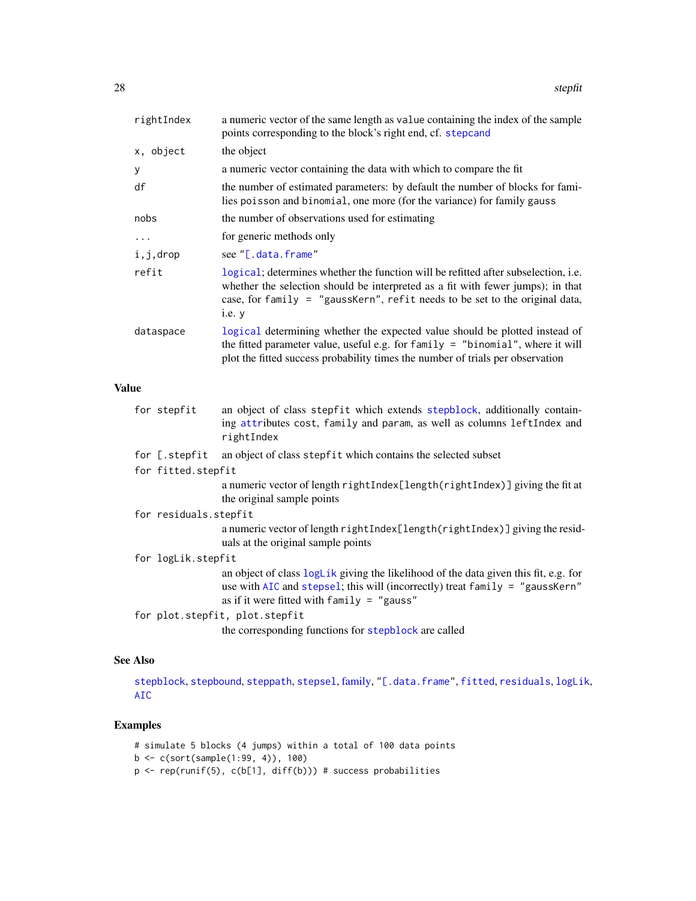| | |
|---|---|
| rightIndex | a numeric vector of the same length as value containing the index of the sample points corresponding to the block's right end, cf. stepcand |
| x, object | the object |
| y | a numeric vector containing the data with which to compare the fit |
| df | the number of estimated parameters: by default the number of blocks for families poisson and binomial, one more (for the variance) for family gauss |
| nobs | the number of observations used for estimating |
| ... | for generic methods only |
| i,j,drop | see "[.data.frame" |
| refit | logical; determines whether the function will be refitted after subselection, i.e. whether the selection should be interpreted as a fit with fewer jumps); in that case, for family = "gaussKern", refit needs to be set to the original data, i.e. y |
| dataspace | logical determining whether the expected value should be plotted instead of the fitted parameter value, useful e.g. for family = "binomial", where it will plot the fitted success probability times the number of trials per observation |

## Value

| | |
|---|---|
| for stepfit | an object of class stepfit which extends stepblock, additionally containing attributes cost, family and param, as well as columns leftIndex and rightIndex |
| for [.stepfit | an object of class stepfit which contains the selected subset |
| for fitted.stepfit | a numeric vector of length rightIndex[length(rightIndex)] giving the fit at the original sample points |
| for residuals.stepfit | a numeric vector of length rightIndex[length(rightIndex)] giving the residuals at the original sample points |
| for logLik.stepfit | an object of class logLik giving the likelihood of the data given this fit, e.g. for use with AIC and stepsel; this will (incorrectly) treat family = "gaussKern" as if it were fitted with family = "gauss" |
| for plot.stepfit, plot.stepfit | the corresponding functions for stepblock are called |

## See Also

stepblock, stepbound, steppath, stepsel, family, "[.data.frame", fitted, residuals, logLik, AIC

## Examples

```
# simulate 5 blocks (4 jumps) within a total of 100 data points
b <- c(sort(sample(1:99, 4)), 100)
p <- rep(runif(5), c(b[1], diff(b))) # success probabilities
```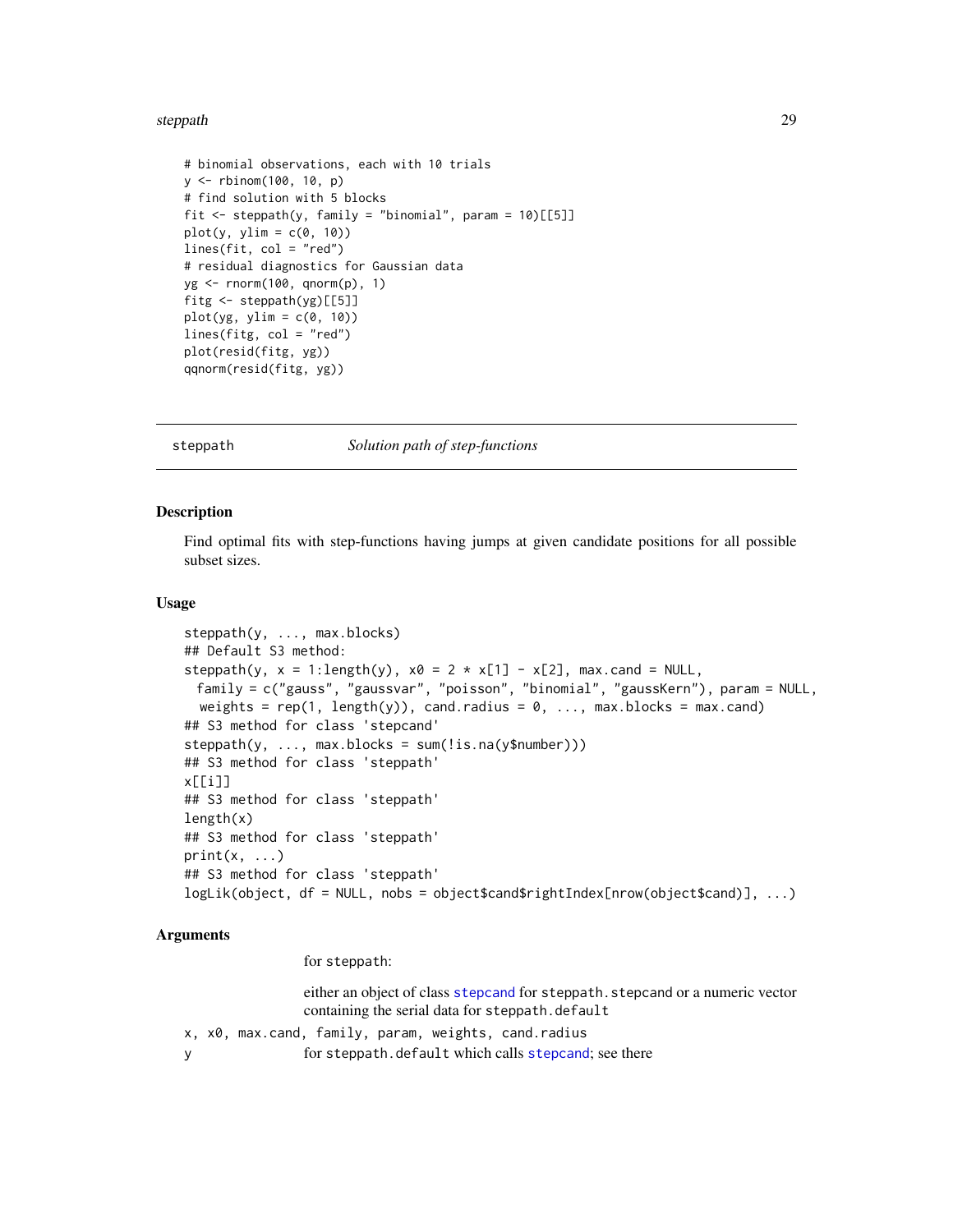```
# binomial observations, each with 10 trials
y <- rbinom(100, 10, p)
# find solution with 5 blocks
fit <- steppath(y, family = "binomial", param = 10)[[5]]
plot(y, ylim = c(0, 10))
lines(fit, col = "red")
# residual diagnostics for Gaussian data
yg <- rnorm(100, qnorm(p), 1)
fitg <- steppath(yg)[[5]]
plot(yg, ylim = c(0, 10))
lines(fitg, col = "red")
plot(resid(fitg, yg))
qqnorm(resid(fitg, yg))
```

---

## steppath — *Solution path of step-functions*

---

### Description

Find optimal fits with step-functions having jumps at given candidate positions for all possible subset sizes.

### Usage

```
steppath(y, ..., max.blocks)
## Default S3 method:
steppath(y, x = 1:length(y), x0 = 2 * x[1] - x[2], max.cand = NULL,
  family = c("gauss", "gaussvar", "poisson", "binomial", "gaussKern"), param = NULL,
  weights = rep(1, length(y)), cand.radius = 0, ..., max.blocks = max.cand)
## S3 method for class 'stepcand'
steppath(y, ..., max.blocks = sum(!is.na(y$number)))
## S3 method for class 'steppath'
x[[i]]
## S3 method for class 'steppath'
length(x)
## S3 method for class 'steppath'
print(x, ...)
## S3 method for class 'steppath'
logLik(object, df = NULL, nobs = object$cand$rightIndex[nrow(object$cand)], ...)
```

### Arguments

y
: for steppath:

  either an object of class stepcand for steppath.stepcand or a numeric vector containing the serial data for steppath.default

x, x0, max.cand, family, param, weights, cand.radius
: for steppath.default which calls stepcand; see there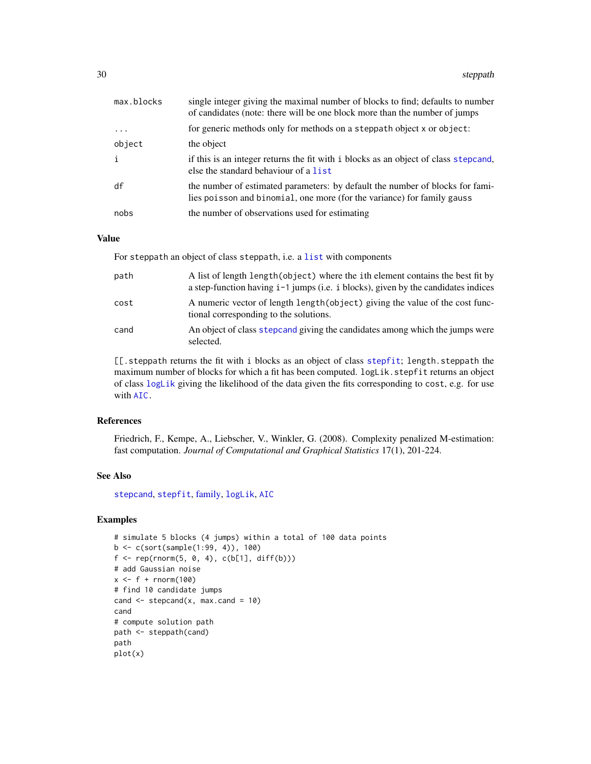| | |
|---|---|
| max.blocks | single integer giving the maximal number of blocks to find; defaults to number of candidates (note: there will be one block more than the number of jumps |
| ... | for generic methods only for methods on a steppath object x or object: |
| object | the object |
| i | if this is an integer returns the fit with i blocks as an object of class stepcand, else the standard behaviour of a list |
| df | the number of estimated parameters: by default the number of blocks for families poisson and binomial, one more (for the variance) for family gauss |
| nobs | the number of observations used for estimating |

### Value

For steppath an object of class steppath, i.e. a list with components

| | |
|---|---|
| path | A list of length length(object) where the ith element contains the best fit by a step-function having i-1 jumps (i.e. i blocks), given by the candidates indices |
| cost | A numeric vector of length length(object) giving the value of the cost functional corresponding to the solutions. |
| cand | An object of class stepcand giving the candidates among which the jumps were selected. |

[[.steppath returns the fit with i blocks as an object of class stepfit; length.steppath the maximum number of blocks for which a fit has been computed. logLik.stepfit returns an object of class logLik giving the likelihood of the data given the fits corresponding to cost, e.g. for use with AIC.

### References

Friedrich, F., Kempe, A., Liebscher, V., Winkler, G. (2008). Complexity penalized M-estimation: fast computation. *Journal of Computational and Graphical Statistics* 17(1), 201-224.

### See Also

stepcand, stepfit, family, logLik, AIC

### Examples

```
# simulate 5 blocks (4 jumps) within a total of 100 data points
b <- c(sort(sample(1:99, 4)), 100)
f <- rep(rnorm(5, 0, 4), c(b[1], diff(b)))
# add Gaussian noise
x <- f + rnorm(100)
# find 10 candidate jumps
cand <- stepcand(x, max.cand = 10)
cand
# compute solution path
path <- steppath(cand)
path
plot(x)
```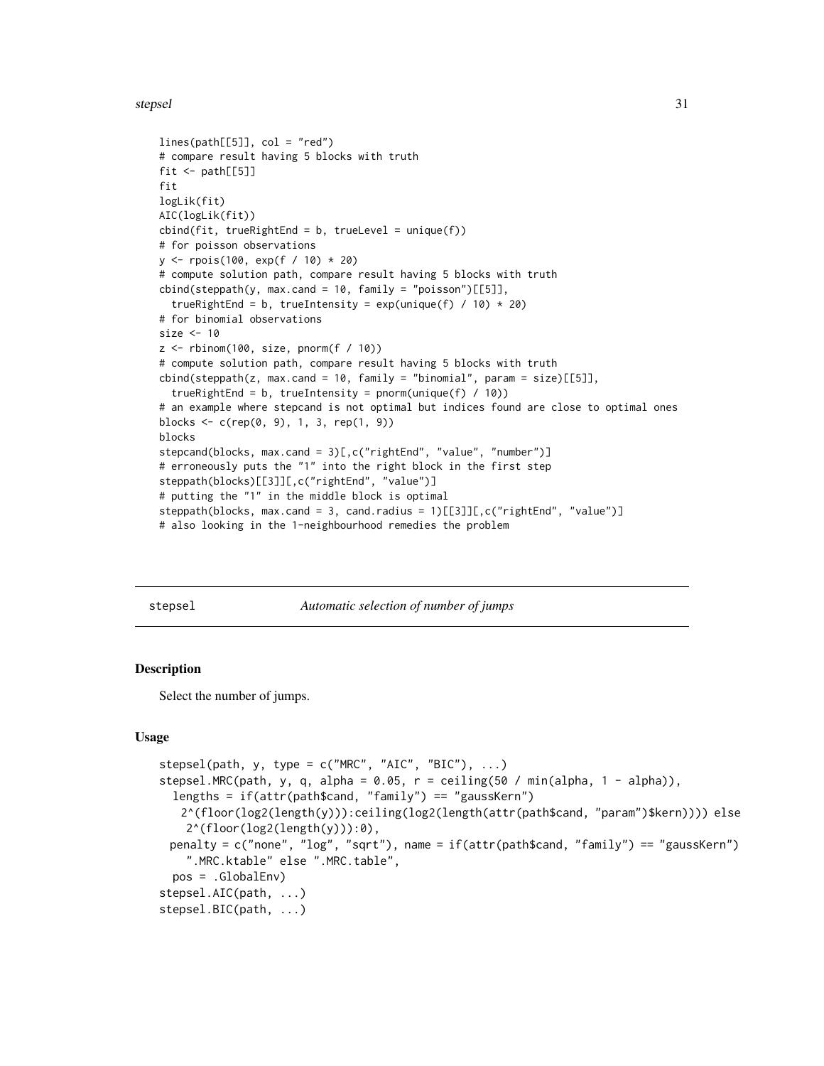```
lines(path[[5]], col = "red")
# compare result having 5 blocks with truth
fit <- path[[5]]
fit
logLik(fit)
AIC(logLik(fit))
cbind(fit, trueRightEnd = b, trueLevel = unique(f))
# for poisson observations
y <- rpois(100, exp(f / 10) * 20)
# compute solution path, compare result having 5 blocks with truth
cbind(steppath(y, max.cand = 10, family = "poisson")[[5]],
  trueRightEnd = b, trueIntensity = exp(unique(f) / 10) * 20)
# for binomial observations
size <- 10
z <- rbinom(100, size, pnorm(f / 10))
# compute solution path, compare result having 5 blocks with truth
cbind(steppath(z, max.cand = 10, family = "binomial", param = size)[[5]],
  trueRightEnd = b, trueIntensity = pnorm(unique(f) / 10))
# an example where stepcand is not optimal but indices found are close to optimal ones
blocks <- c(rep(0, 9), 1, 3, rep(1, 9))
blocks
stepcand(blocks, max.cand = 3)[,c("rightEnd", "value", "number")]
# erroneously puts the "1" into the right block in the first step
steppath(blocks)[[3]][,c("rightEnd", "value")]
# putting the "1" in the middle block is optimal
steppath(blocks, max.cand = 3, cand.radius = 1)[[3]][,c("rightEnd", "value")]
# also looking in the 1-neighbourhood remedies the problem
```

---

stepsel                *Automatic selection of number of jumps*

---

## Description

Select the number of jumps.

## Usage

```
stepsel(path, y, type = c("MRC", "AIC", "BIC"), ...)
stepsel.MRC(path, y, q, alpha = 0.05, r = ceiling(50 / min(alpha, 1 - alpha)),
  lengths = if(attr(path$cand, "family") == "gaussKern")
   2^(floor(log2(length(y))):ceiling(log2(length(attr(path$cand, "param")$kern)))) else
    2^(floor(log2(length(y))):0),
  penalty = c("none", "log", "sqrt"), name = if(attr(path$cand, "family") == "gaussKern")
    ".MRC.ktable" else ".MRC.table",
  pos = .GlobalEnv)
stepsel.AIC(path, ...)
stepsel.BIC(path, ...)
```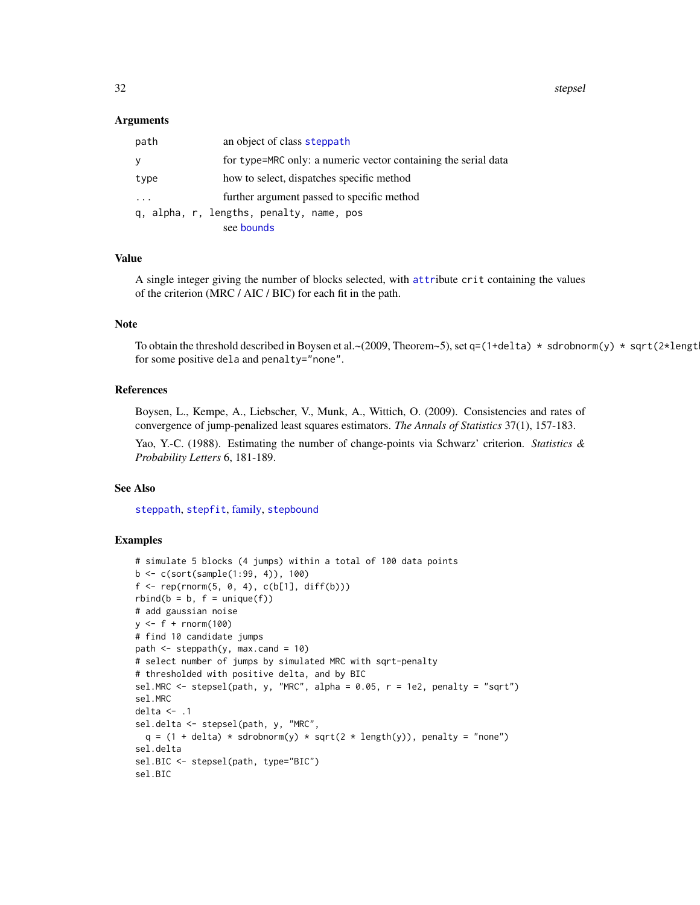### Arguments

| | |
|---|---|
| path | an object of class steppath |
| y | for type=MRC only: a numeric vector containing the serial data |
| type | how to select, dispatches specific method |
| ... | further argument passed to specific method |
| q, alpha, r, lengths, penalty, name, pos | see bounds |

### Value

A single integer giving the number of blocks selected, with attribute crit containing the values of the criterion (MRC / AIC / BIC) for each fit in the path.

### Note

To obtain the threshold described in Boysen et al.~(2009, Theorem~5), set q=(1+delta) * sdrobnorm(y) * sqrt(2*lengt for some positive dela and penalty="none".

### References

Boysen, L., Kempe, A., Liebscher, V., Munk, A., Wittich, O. (2009). Consistencies and rates of convergence of jump-penalized least squares estimators. *The Annals of Statistics* 37(1), 157-183.

Yao, Y.-C. (1988). Estimating the number of change-points via Schwarz' criterion. *Statistics & Probability Letters* 6, 181-189.

### See Also

steppath, stepfit, family, stepbound

### Examples

```
# simulate 5 blocks (4 jumps) within a total of 100 data points
b <- c(sort(sample(1:99, 4)), 100)
f <- rep(rnorm(5, 0, 4), c(b[1], diff(b)))
rbind(b = b, f = unique(f))
# add gaussian noise
y <- f + rnorm(100)
# find 10 candidate jumps
path <- steppath(y, max.cand = 10)
# select number of jumps by simulated MRC with sqrt-penalty
# thresholded with positive delta, and by BIC
sel.MRC <- stepsel(path, y, "MRC", alpha = 0.05, r = 1e2, penalty = "sqrt")
sel.MRC
delta <- .1
sel.delta <- stepsel(path, y, "MRC",
  q = (1 + delta) * sdrobnorm(y) * sqrt(2 * length(y)), penalty = "none")
sel.delta
sel.BIC <- stepsel(path, type="BIC")
sel.BIC
```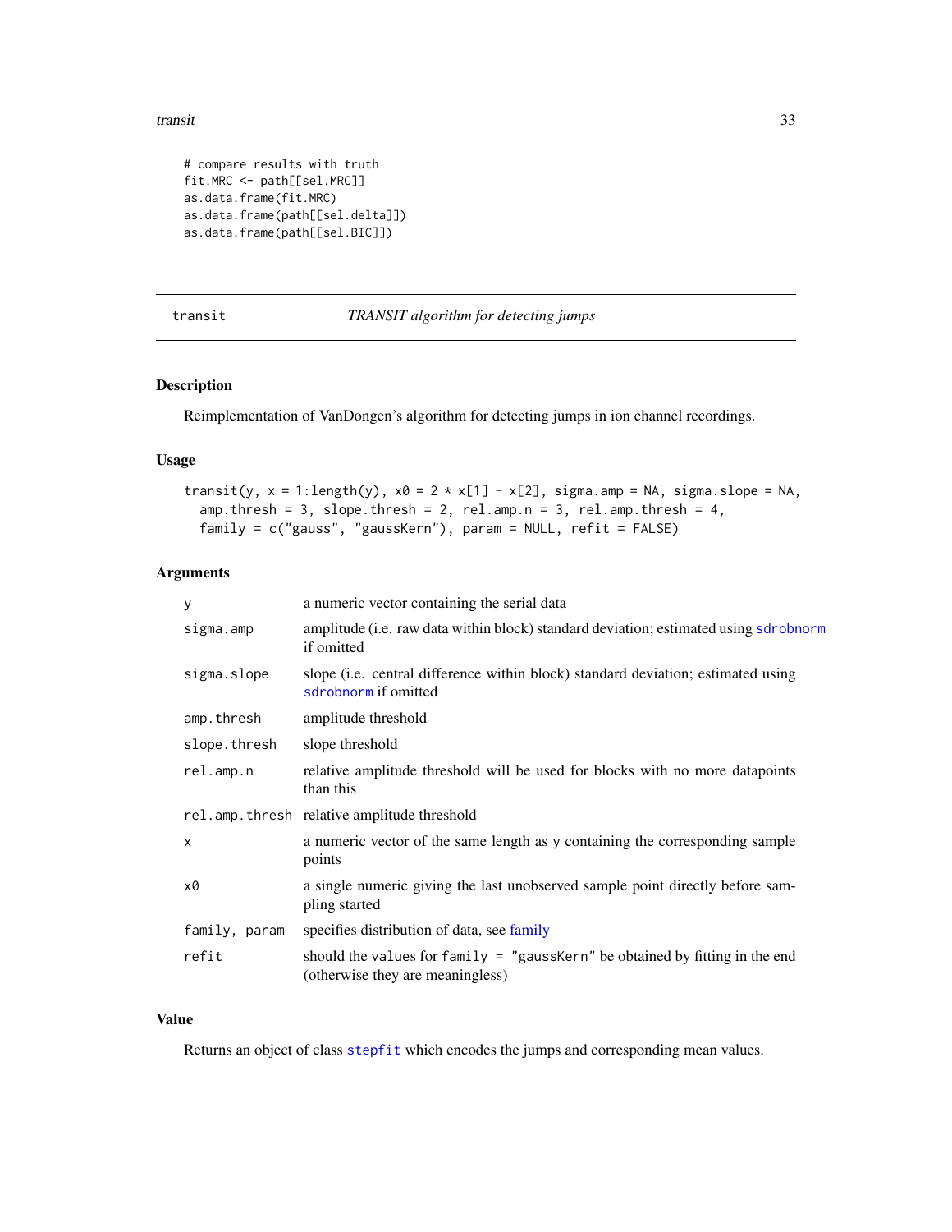```
# compare results with truth
fit.MRC <- path[[sel.MRC]]
as.data.frame(fit.MRC)
as.data.frame(path[[sel.delta]])
as.data.frame(path[[sel.BIC]])
```

---

## transit — *TRANSIT algorithm for detecting jumps*

---

### Description

Reimplementation of VanDongen's algorithm for detecting jumps in ion channel recordings.

### Usage

```
transit(y, x = 1:length(y), x0 = 2 * x[1] - x[2], sigma.amp = NA, sigma.slope = NA,
  amp.thresh = 3, slope.thresh = 2, rel.amp.n = 3, rel.amp.thresh = 4,
  family = c("gauss", "gaussKern"), param = NULL, refit = FALSE)
```

### Arguments

| | |
|---|---|
| `y` | a numeric vector containing the serial data |
| `sigma.amp` | amplitude (i.e. raw data within block) standard deviation; estimated using `sdrobnorm` if omitted |
| `sigma.slope` | slope (i.e. central difference within block) standard deviation; estimated using `sdrobnorm` if omitted |
| `amp.thresh` | amplitude threshold |
| `slope.thresh` | slope threshold |
| `rel.amp.n` | relative amplitude threshold will be used for blocks with no more datapoints than this |
| `rel.amp.thresh` | relative amplitude threshold |
| `x` | a numeric vector of the same length as `y` containing the corresponding sample points |
| `x0` | a single numeric giving the last unobserved sample point directly before sampling started |
| `family, param` | specifies distribution of data, see family |
| `refit` | should the values for `family = "gaussKern"` be obtained by fitting in the end (otherwise they are meaningless) |

### Value

Returns an object of class `stepfit` which encodes the jumps and corresponding mean values.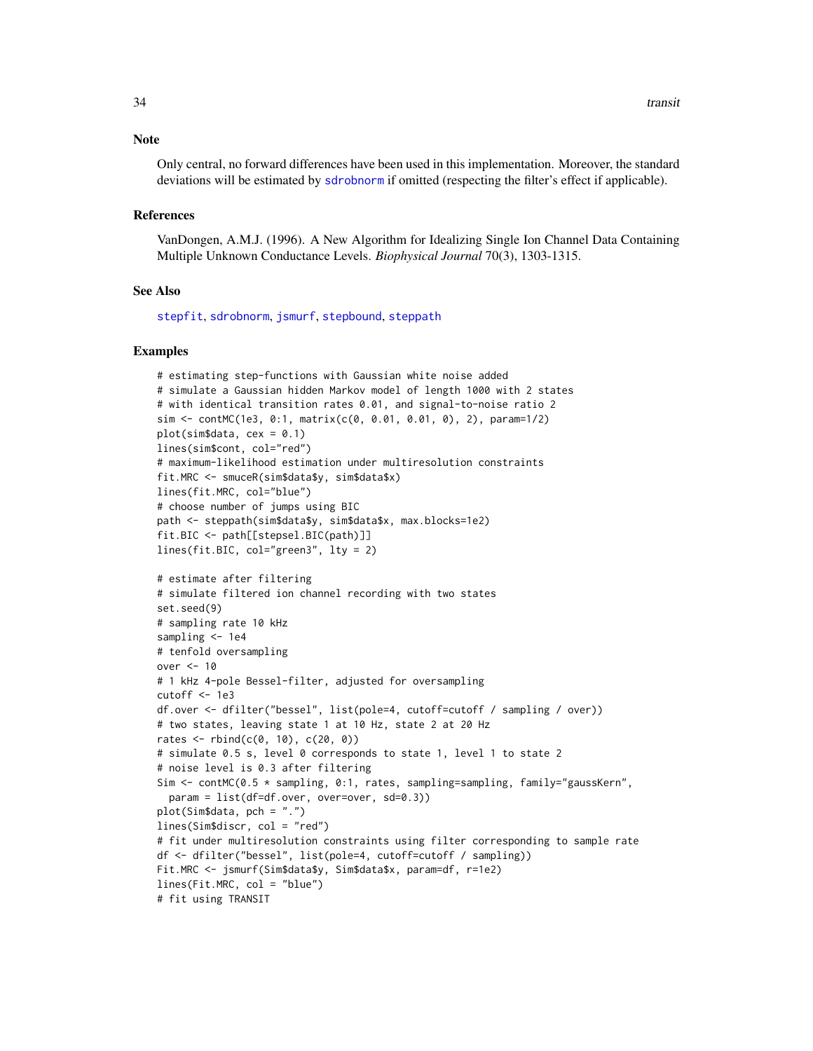## Note

Only central, no forward differences have been used in this implementation. Moreover, the standard deviations will be estimated by sdrobnorm if omitted (respecting the filter's effect if applicable).

## References

VanDongen, A.M.J. (1996). A New Algorithm for Idealizing Single Ion Channel Data Containing Multiple Unknown Conductance Levels. *Biophysical Journal* 70(3), 1303-1315.

## See Also

stepfit, sdrobnorm, jsmurf, stepbound, steppath

## Examples

```
# estimating step-functions with Gaussian white noise added
# simulate a Gaussian hidden Markov model of length 1000 with 2 states
# with identical transition rates 0.01, and signal-to-noise ratio 2
sim <- contMC(1e3, 0:1, matrix(c(0, 0.01, 0.01, 0), 2), param=1/2)
plot(sim$data, cex = 0.1)
lines(sim$cont, col="red")
# maximum-likelihood estimation under multiresolution constraints
fit.MRC <- smuceR(sim$data$y, sim$data$x)
lines(fit.MRC, col="blue")
# choose number of jumps using BIC
path <- steppath(sim$data$y, sim$data$x, max.blocks=1e2)
fit.BIC <- path[[stepsel.BIC(path)]]
lines(fit.BIC, col="green3", lty = 2)

# estimate after filtering
# simulate filtered ion channel recording with two states
set.seed(9)
# sampling rate 10 kHz
sampling <- 1e4
# tenfold oversampling
over <- 10
# 1 kHz 4-pole Bessel-filter, adjusted for oversampling
cutoff <- 1e3
df.over <- dfilter("bessel", list(pole=4, cutoff=cutoff / sampling / over))
# two states, leaving state 1 at 10 Hz, state 2 at 20 Hz
rates <- rbind(c(0, 10), c(20, 0))
# simulate 0.5 s, level 0 corresponds to state 1, level 1 to state 2
# noise level is 0.3 after filtering
Sim <- contMC(0.5 * sampling, 0:1, rates, sampling=sampling, family="gaussKern",
  param = list(df=df.over, over=over, sd=0.3))
plot(Sim$data, pch = ".")
lines(Sim$discr, col = "red")
# fit under multiresolution constraints using filter corresponding to sample rate
df <- dfilter("bessel", list(pole=4, cutoff=cutoff / sampling))
Fit.MRC <- jsmurf(Sim$data$y, Sim$data$x, param=df, r=1e2)
lines(Fit.MRC, col = "blue")
# fit using TRANSIT
```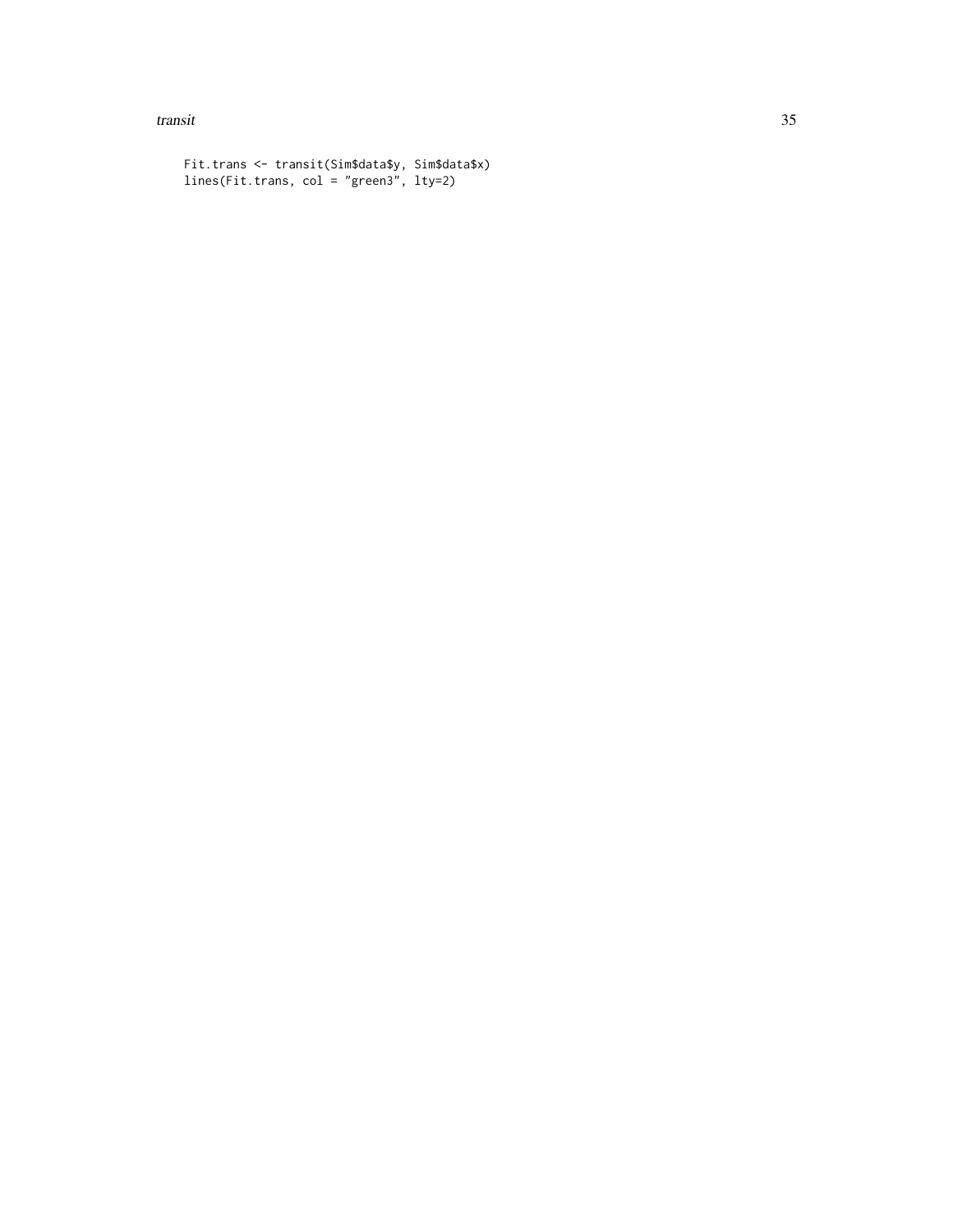```
Fit.trans <- transit(Sim$data$y, Sim$data$x)
lines(Fit.trans, col = "green3", lty=2)
```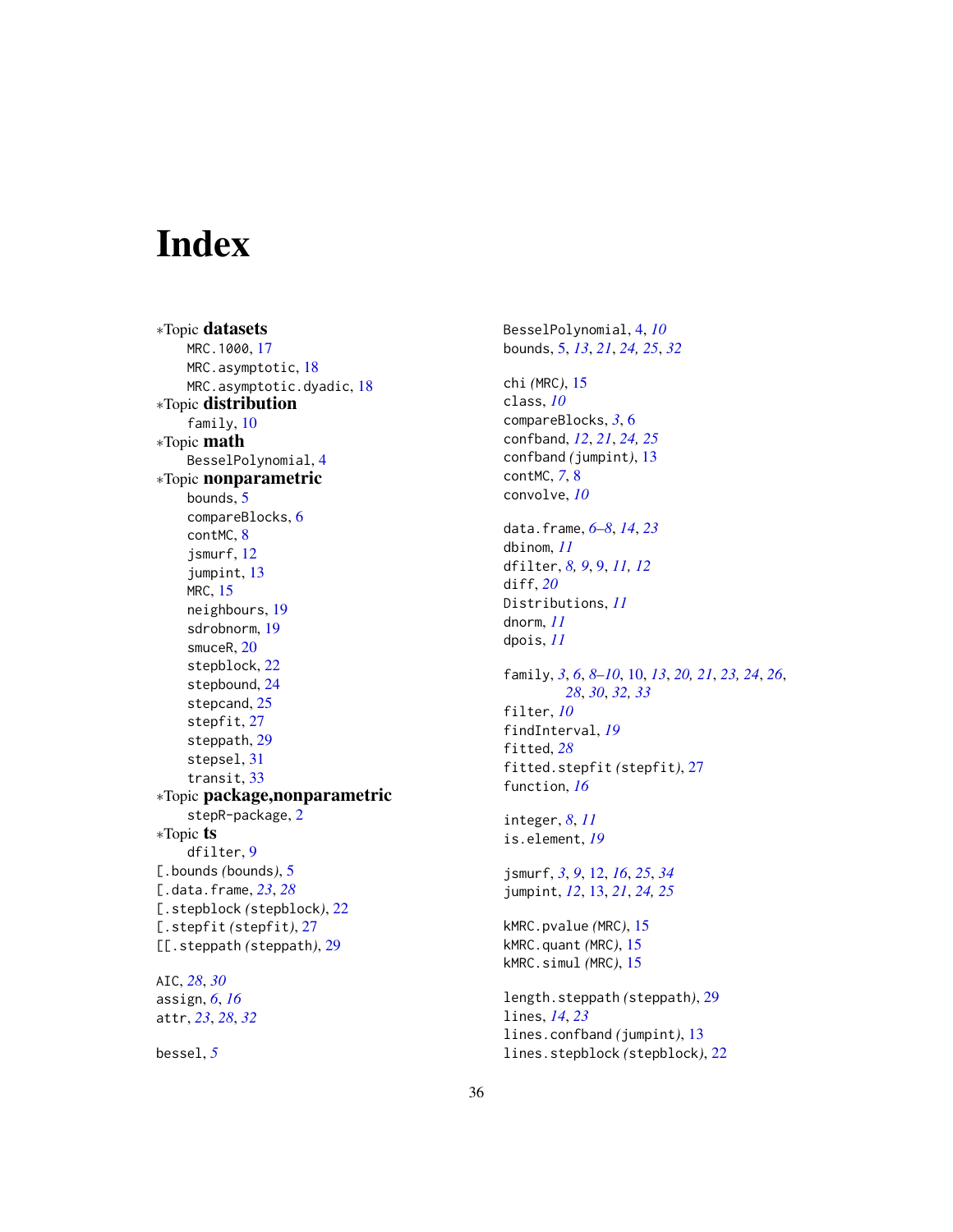# Index

∗Topic **datasets**
MRC.1000, 17
MRC.asymptotic, 18
MRC.asymptotic.dyadic, 18
∗Topic **distribution**
family, 10
∗Topic **math**
BesselPolynomial, 4
∗Topic **nonparametric**
bounds, 5
compareBlocks, 6
contMC, 8
jsmurf, 12
jumpint, 13
MRC, 15
neighbours, 19
sdrobnorm, 19
smuceR, 20
stepblock, 22
stepbound, 24
stepcand, 25
stepfit, 27
steppath, 29
stepsel, 31
transit, 33
∗Topic **package,nonparametric**
stepR-package, 2
∗Topic **ts**
dfilter, 9
[.bounds *(bounds)*, 5
[.data.frame, *23*, *28*
[.stepblock *(stepblock)*, 22
[.stepfit *(stepfit)*, 27
[[.steppath *(steppath)*, 29

AIC, *28*, *30*
assign, *6*, *16*
attr, *23*, *28*, *32*

bessel, *5*
BesselPolynomial, 4, *10*
bounds, 5, *13*, *21*, *24, 25*, *32*

chi *(MRC)*, 15
class, *10*
compareBlocks, *3*, 6
confband, *12*, *21*, *24, 25*
confband *(jumpint)*, 13
contMC, *7*, 8
convolve, *10*

data.frame, *6–8*, *14*, *23*
dbinom, *11*
dfilter, *8, 9*, 9, *11, 12*
diff, *20*
Distributions, *11*
dnorm, *11*
dpois, *11*

family, *3*, *6*, *8–10*, 10, *13*, *20, 21*, *23, 24*, *26*, *28*, *30*, *32, 33*
filter, *10*
findInterval, *19*
fitted, *28*
fitted.stepfit *(stepfit)*, 27
function, *16*

integer, *8*, *11*
is.element, *19*

jsmurf, *3*, *9*, 12, *16*, *25*, *34*
jumpint, *12*, 13, *21*, *24, 25*

kMRC.pvalue *(MRC)*, 15
kMRC.quant *(MRC)*, 15
kMRC.simul *(MRC)*, 15

length.steppath *(steppath)*, 29
lines, *14*, *23*
lines.confband *(jumpint)*, 13
lines.stepblock *(stepblock)*, 22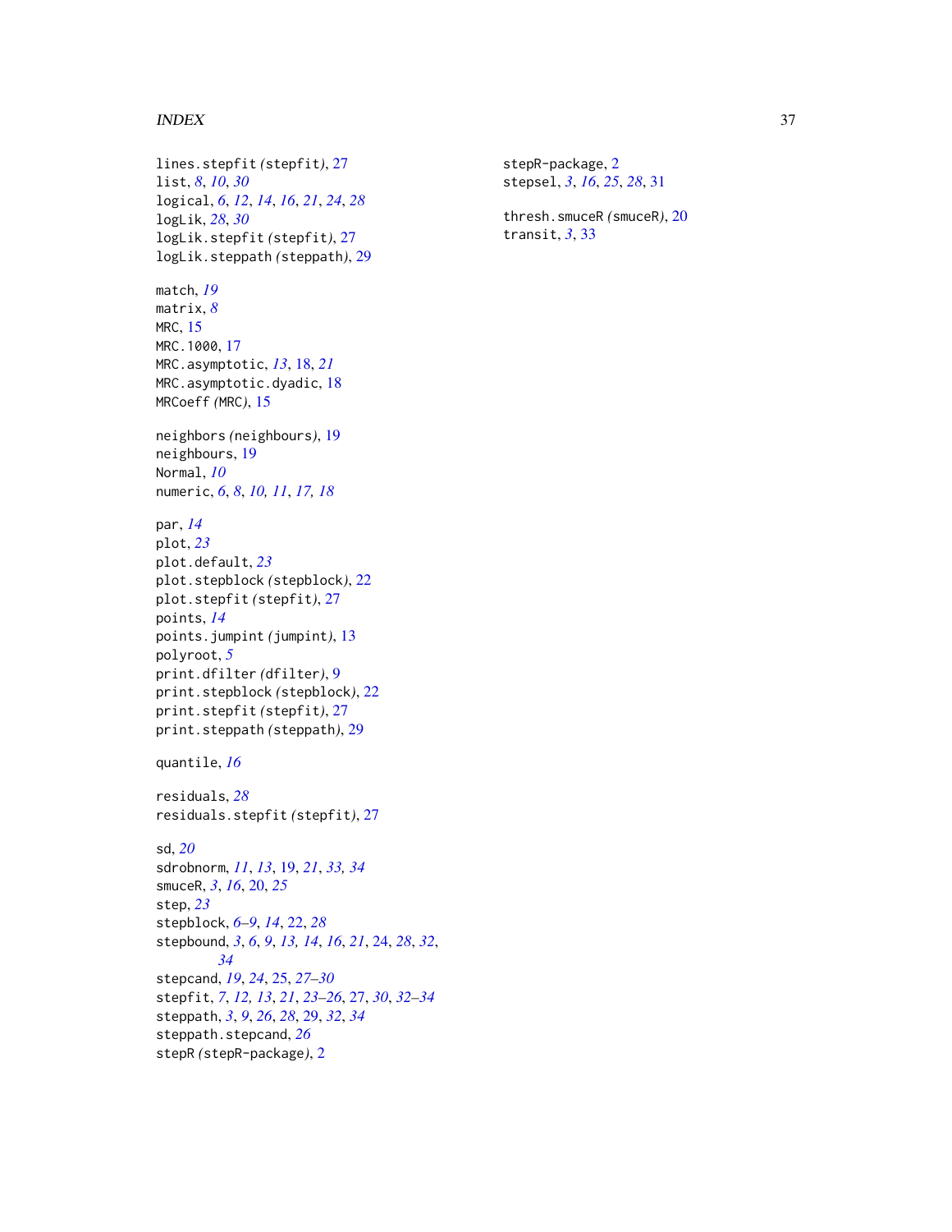lines.stepfit *(stepfit)*, 27
list, *8*, *10*, *30*
logical, *6*, *12*, *14*, *16*, *21*, *24*, *28*
logLik, *28*, *30*
logLik.stepfit *(stepfit)*, 27
logLik.steppath *(steppath)*, 29

match, *19*
matrix, *8*
MRC, 15
MRC.1000, 17
MRC.asymptotic, *13*, 18, *21*
MRC.asymptotic.dyadic, 18
MRCoeff *(MRC)*, 15

neighbors *(neighbours)*, 19
neighbours, 19
Normal, *10*
numeric, *6*, *8*, *10, 11*, *17, 18*

par, *14*
plot, *23*
plot.default, *23*
plot.stepblock *(stepblock)*, 22
plot.stepfit *(stepfit)*, 27
points, *14*
points.jumpint *(jumpint)*, 13
polyroot, *5*
print.dfilter *(dfilter)*, 9
print.stepblock *(stepblock)*, 22
print.stepfit *(stepfit)*, 27
print.steppath *(steppath)*, 29

quantile, *16*

residuals, *28*
residuals.stepfit *(stepfit)*, 27

sd, *20*
sdrobnorm, *11*, *13*, 19, *21*, *33, 34*
smuceR, *3*, *16*, 20, *25*
step, *23*
stepblock, *6–9*, *14*, 22, *28*
stepbound, *3*, *6*, *9*, *13, 14*, *16*, *21*, 24, *28*, *32*, *34*
stepcand, *19*, *24*, 25, *27–30*
stepfit, *7*, *12, 13*, *21*, *23–26*, 27, *30*, *32–34*
steppath, *3*, *9*, *26*, *28*, 29, *32*, *34*
steppath.stepcand, *26*
stepR *(stepR-package)*, 2
stepR-package, 2
stepsel, *3*, *16*, *25*, *28*, 31

thresh.smuceR *(smuceR)*, 20
transit, *3*, 33